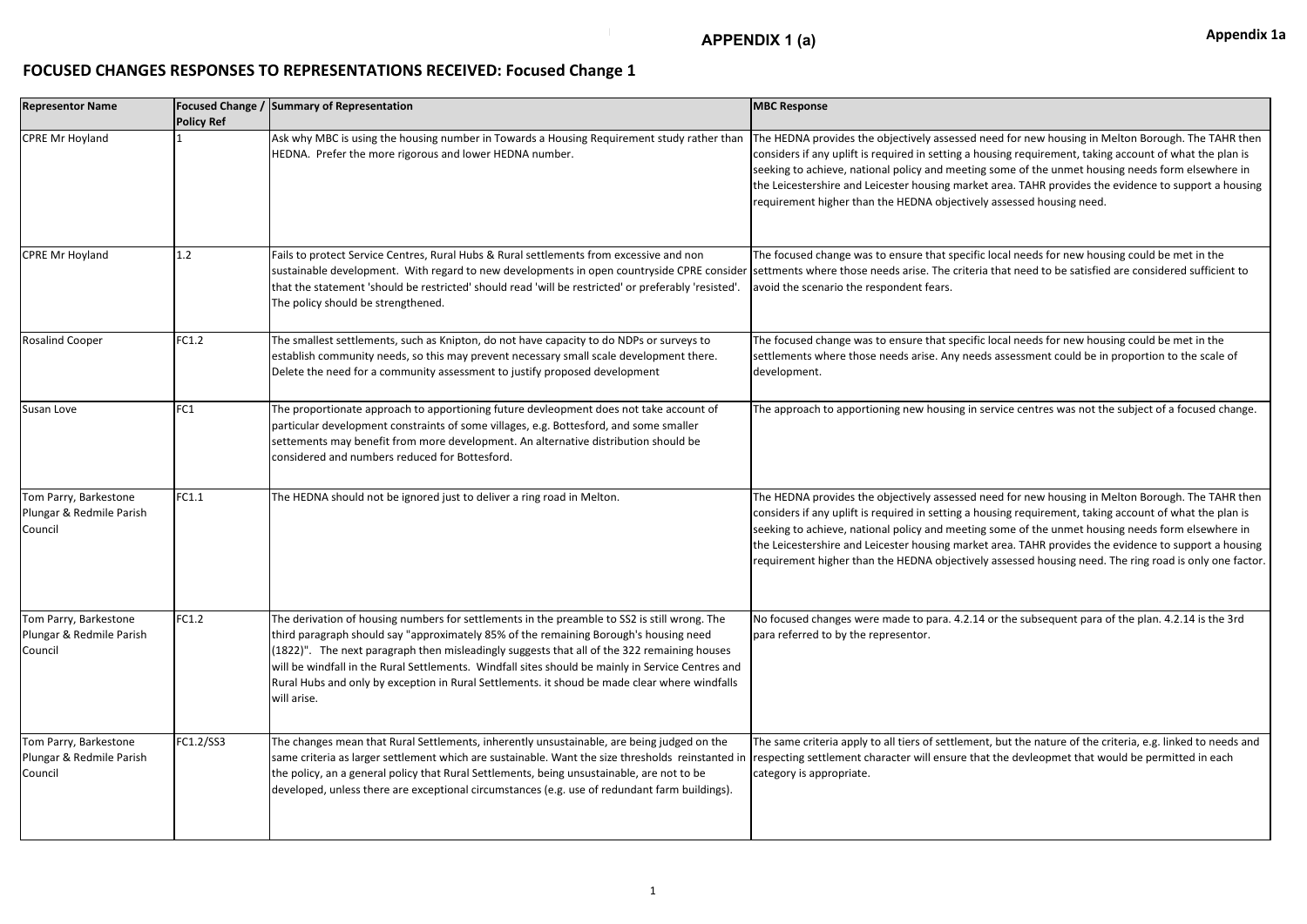**APPENDIX 1 (a)**

**Appendix 1a**

## FOCUSED CHANGES RESPONSES TO REPRESENTATIONS RECEIVED: Focused Change 1

| Representor Name | Focused Change / Policy Ref | Summary of Representation | MBC Response |
|---|---|---|---|
| CPRE Mr Hoyland | 1 | Ask why MBC is using the housing number in Towards a Housing Requirement study rather than HEDNA. Prefer the more rigorous and lower HEDNA number. | The HEDNA provides the objectively assessed need for new housing in Melton Borough. The TAHR then considers if any uplift is required in setting a housing requirement, taking account of what the plan is seeking to achieve, national policy and meeting some of the unmet housing needs form elsewhere in the Leicestershire and Leicester housing market area. TAHR provides the evidence to support a housing requirement higher than the HEDNA objectively assessed housing need. |
| CPRE Mr Hoyland | 1.2 | Fails to protect Service Centres, Rural Hubs & Rural settlements from excessive and non sustainable development. With regard to new developments in open countryside CPRE consider that the statement 'should be restricted' should read 'will be restricted' or preferably 'resisted'. The policy should be strengthened. | The focused change was to ensure that specific local needs for new housing could be met in the settments where those needs arise. The criteria that need to be satisfied are considered sufficient to avoid the scenario the respondent fears. |
| Rosalind Cooper | FC1.2 | The smallest settlements, such as Knipton, do not have capacity to do NDPs or surveys to establish community needs, so this may prevent necessary small scale development there. Delete the need for a community assessment to justify proposed development | The focused change was to ensure that specific local needs for new housing could be met in the settlements where those needs arise. Any needs assessment could be in proportion to the scale of development. |
| Susan Love | FC1 | The proportionate approach to apportioning future devleopment does not take account of particular development constraints of some villages, e.g. Bottesford, and some smaller settements may benefit from more development. An alternative distribution should be considered and numbers reduced for Bottesford. | The approach to apportioning new housing in service centres was not the subject of a focused change. |
| Tom Parry, Barkestone Plungar & Redmile Parish Council | FC1.1 | The HEDNA should not be ignored just to deliver a ring road in Melton. | The HEDNA provides the objectively assessed need for new housing in Melton Borough. The TAHR then considers if any uplift is required in setting a housing requirement, taking account of what the plan is seeking to achieve, national policy and meeting some of the unmet housing needs form elsewhere in the Leicestershire and Leicester housing market area. TAHR provides the evidence to support a housing requirement higher than the HEDNA objectively assessed housing need. The ring road is only one factor. |
| Tom Parry, Barkestone Plungar & Redmile Parish Council | FC1.2 | The derivation of housing numbers for settlements in the preamble to SS2 is still wrong. The third paragraph should say "approximately 85% of the remaining Borough's housing need (1822)". The next paragraph then misleadingly suggests that all of the 322 remaining houses will be windfall in the Rural Settlements. Windfall sites should be mainly in Service Centres and Rural Hubs and only by exception in Rural Settlements. it shoud be made clear where windfalls will arise. | No focused changes were made to para. 4.2.14 or the subsequent para of the plan. 4.2.14 is the 3rd para referred to by the representor. |
| Tom Parry, Barkestone Plungar & Redmile Parish Council | FC1.2/SS3 | The changes mean that Rural Settlements, inherently unsustainable, are being judged on the same criteria as larger settlement which are sustainable. Want the size thresholds reinstanted in the policy, an a general policy that Rural Settlements, being unsustainable, are not to be developed, unless there are exceptional circumstances (e.g. use of redundant farm buildings). | The same criteria apply to all tiers of settlement, but the nature of the criteria, e.g. linked to needs and respecting settlement character will ensure that the devleopmet that would be permitted in each category is appropriate. |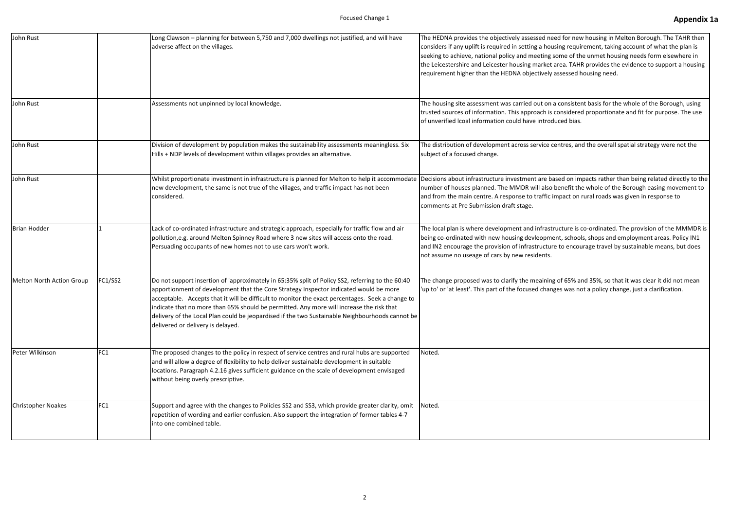| John Rust | | Long Clawson – planning for between 5,750 and 7,000 dwellings not justified, and will have adverse affect on the villages. | The HEDNA provides the objectively assessed need for new housing in Melton Borough. The TAHR then considers if any uplift is required in setting a housing requirement, taking account of what the plan is seeking to achieve, national policy and meeting some of the unmet housing needs form elsewhere in the Leicestershire and Leicester housing market area. TAHR provides the evidence to support a housing requirement higher than the HEDNA objectively assessed housing need. |
|---|---|---|---|
| John Rust | | Assessments not unpinned by local knowledge. | The housing site assessment was carried out on a consistent basis for the whole of the Borough, using trusted sources of information. This approach is considered proportionate and fit for purpose. The use of unverified lcoal information could have introduced bias. |
| John Rust | | Division of development by population makes the sustainability assessments meaningless. Six Hills + NDP levels of development within villages provides an alternative. | The distribution of development across service centres, and the overall spatial strategy were not the subject of a focused change. |
| John Rust | | Whilst proportionate investment in infrastructure is planned for Melton to help it accommodate new development, the same is not true of the villages, and traffic impact has not been considered. | Decisions about infrastructure investment are based on impacts rather than being related directly to the number of houses planned. The MMDR will also benefit the whole of the Borough easing movement to and from the main centre. A response to traffic impact on rural roads was given in response to comments at Pre Submission draft stage. |
| Brian Hodder | 1 | Lack of co-ordinated infrastructure and strategic approach, especially for traffic flow and air pollution,e.g. around Melton Spinney Road where 3 new sites will access onto the road. Persuading occupants of new homes not to use cars won't work. | The local plan is where development and infrastructure is co-ordinated. The provision of the MMMDR is being co-ordinated with new housing devleopment, schools, shops and employment areas. Policy IN1 and IN2 encourage the provision of infrastructure to encourage travel by sustainable means, but does not assume no useage of cars by new residents. |
| Melton North Action Group | FC1/SS2 | Do not support insertion of 'approximately in 65:35% split of Policy SS2, referring to the 60:40 apportionment of development that the Core Strategy Inspector indicated would be more acceptable. Accepts that it will be difficult to monitor the exact percentages. Seek a change to indicate that no more than 65% should be permitted. Any more will increase the risk that delivery of the Local Plan could be jeopardised if the two Sustainable Neighbourhoods cannot be delivered or delivery is delayed. | The change proposed was to clarify the meaining of 65% and 35%, so that it was clear it did not mean 'up to' or 'at least'. This part of the focused changes was not a policy change, just a clarification. |
| Peter Wilkinson | FC1 | The proposed changes to the policy in respect of service centres and rural hubs are supported and will allow a degree of flexibility to help deliver sustainable development in suitable locations. Paragraph 4.2.16 gives sufficient guidance on the scale of development envisaged without being overly prescriptive. | Noted. |
| Christopher Noakes | FC1 | Support and agree with the changes to Policies SS2 and SS3, which provide greater clarity, omit repetition of wording and earlier confusion. Also support the integration of former tables 4-7 into one combined table. | Noted. |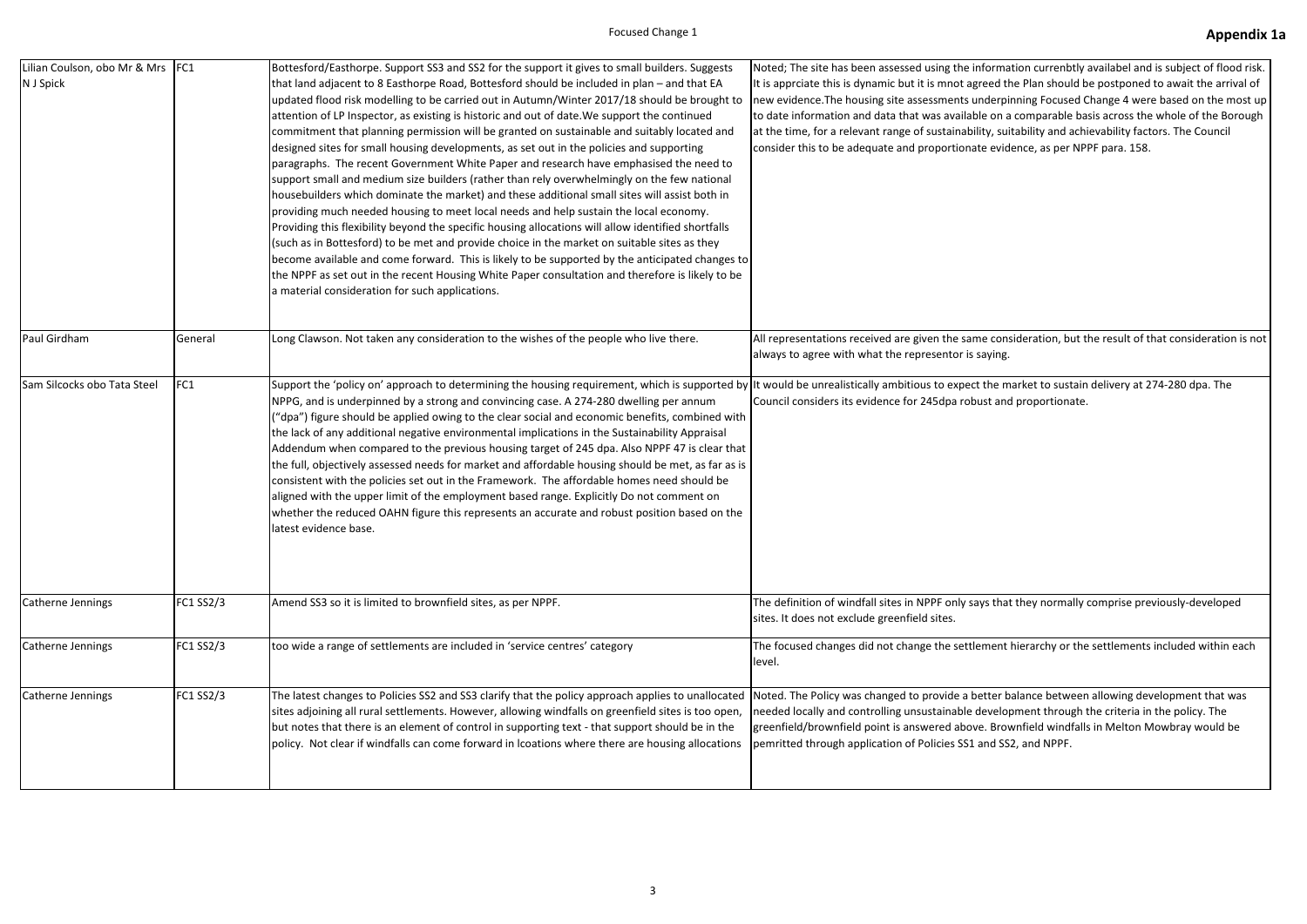| | | | |
|---|---|---|---|
| Lilian Coulson, obo Mr & Mrs N J Spick | FC1 | Bottesford/Easthorpe. Support SS3 and SS2 for the support it gives to small builders. Suggests that land adjacent to 8 Easthorpe Road, Bottesford should be included in plan – and that EA updated flood risk modelling to be carried out in Autumn/Winter 2017/18 should be brought to attention of LP Inspector, as existing is historic and out of date.We support the continued commitment that planning permission will be granted on sustainable and suitably located and designed sites for small housing developments, as set out in the policies and supporting paragraphs. The recent Government White Paper and research have emphasised the need to support small and medium size builders (rather than rely overwhelmingly on the few national housebuilders which dominate the market) and these additional small sites will assist both in providing much needed housing to meet local needs and help sustain the local economy. Providing this flexibility beyond the specific housing allocations will allow identified shortfalls (such as in Bottesford) to be met and provide choice in the market on suitable sites as they become available and come forward. This is likely to be supported by the anticipated changes to the NPPF as set out in the recent Housing White Paper consultation and therefore is likely to be a material consideration for such applications. | Noted; The site has been assessed using the information currenbtly availabel and is subject of flood risk. It is apprciate this is dynamic but it is mnot agreed the Plan should be postponed to await the arrival of new evidence.The housing site assessments underpinning Focused Change 4 were based on the most up to date information and data that was available on a comparable basis across the whole of the Borough at the time, for a relevant range of sustainability, suitability and achievability factors. The Council consider this to be adequate and proportionate evidence, as per NPPF para. 158. |
| Paul Girdham | General | Long Clawson. Not taken any consideration to the wishes of the people who live there. | All representations received are given the same consideration, but the result of that consideration is not always to agree with what the representor is saying. |
| Sam Silcocks obo Tata Steel | FC1 | Support the 'policy on' approach to determining the housing requirement, which is supported by NPPG, and is underpinned by a strong and convincing case. A 274-280 dwelling per annum ("dpa") figure should be applied owing to the clear social and economic benefits, combined with the lack of any additional negative environmental implications in the Sustainability Appraisal Addendum when compared to the previous housing target of 245 dpa. Also NPPF 47 is clear that the full, objectively assessed needs for market and affordable housing should be met, as far as is consistent with the policies set out in the Framework. The affordable homes need should be aligned with the upper limit of the employment based range. Explicitly Do not comment on whether the reduced OAHN figure this represents an accurate and robust position based on the latest evidence base. | It would be unrealistically ambitious to expect the market to sustain delivery at 274-280 dpa. The Council considers its evidence for 245dpa robust and proportionate. |
| Catherne Jennings | FC1 SS2/3 | Amend SS3 so it is limited to brownfield sites, as per NPPF. | The definition of windfall sites in NPPF only says that they normally comprise previously-developed sites. It does not exclude greenfield sites. |
| Catherne Jennings | FC1 SS2/3 | too wide a range of settlements are included in 'service centres' category | The focused changes did not change the settlement hierarchy or the settlements included within each level. |
| Catherne Jennings | FC1 SS2/3 | The latest changes to Policies SS2 and SS3 clarify that the policy approach applies to unallocated sites adjoining all rural settlements. However, allowing windfalls on greenfield sites is too open, but notes that there is an element of control in supporting text - that support should be in the policy. Not clear if windfalls can come forward in lcoations where there are housing allocations | Noted. The Policy was changed to provide a better balance between allowing development that was needed locally and controlling unsustainable development through the criteria in the policy. The greenfield/brownfield point is answered above. Brownfield windfalls in Melton Mowbray would be pemritted through application of Policies SS1 and SS2, and NPPF. |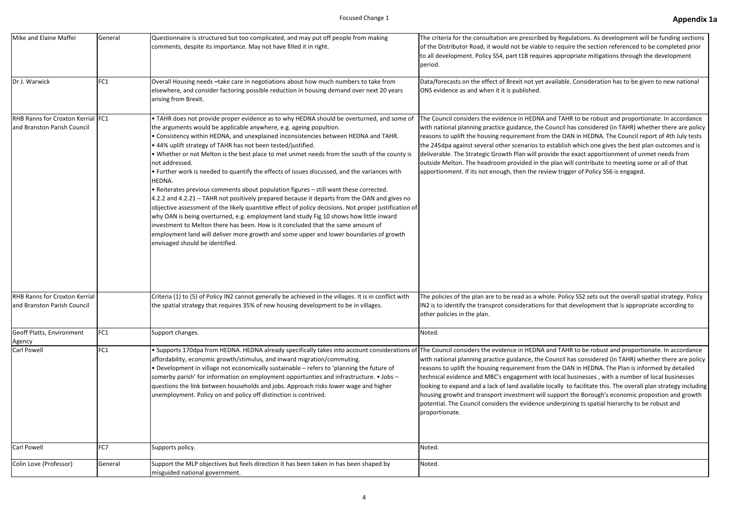| Mike and Elaine Maffei | General | Questionnaire is structured but too complicated, and may put off people from making comments, despite its importance. May not have filled it in right. | The criteria for the consultation are prescribed by Regulations. As development will be funding sections of the Distributor Road, it would not be viable to require the section referenced to be completed prior to all development. Policy SS4, part t1B requires appropriate mitigations through the development period. |
|---|---|---|---|
| Dr J. Warwick | FC1 | Overall Housing needs –take care in negotiations about how much numbers to take from elsewhere, and consider factoring possible reduction in housing demand over next 20 years arising from Brexit. | Data/forecasts on the effect of Brexit not yet available. Consideration has to be given to new national ONS evidence as and when it it is published. |
| RHB Ranns for Croxton Kerrial and Branston Parish Council | FC1 | • TAHR does not provide proper evidence as to why HEDNA should be overturned, and some of the arguments would be applicable anywhere, e.g. ageing popultion.<br>• Consistency within HEDNA, and unexplained inconsistencies between HEDNA and TAHR.<br>• 44% uplift strategy of TAHR has not been tested/justified.<br>• Whether or not Melton is the best place to met unmet needs from the south of the county is not addressed.<br>• Further work is needed to quantify the effects of issues discussed, and the variances with HEDNA.<br>• Reiterates previous comments about population figures – still want these corrected.<br>4.2.2 and 4.2.21 – TAHR not positively prepared because it departs from the OAN and gives no objective assessment of the likely quantitive effect of policy decisions. Not proper justification of why OAN is being overturned, e.g. employment land study Fig 10 shows how little inward investment to Melton there has been. How is it concluded that the same amount of employment land will deliver more growth and some upper and lower boundaries of growth envisaged should be identified. | The Council considers the evidence in HEDNA and TAHR to be robust and proportionate. In accordance with national planning practice guidance, the Council has considered (in TAHR) whether there are policy reasons to uplift the housing requirement from the OAN in HEDNA. The Council report of 4th July tests the 245dpa against several other scenarios to establish which one gives the best plan outcomes and is deliverable. The Strategic Growth Plan will provide the exact apportionment of unmet needs from outside Melton. The headroom provided in the plan will contribute to meeting some or all of that apportionment. If its not enough, then the review trigger of Policy SS6 is engaged. |
| RHB Ranns for Croxton Kerrial and Branston Parish Council | | Criteria (1) to (5) of Policy IN2 cannot generally be achieved in the villages. It is in conflict with the spatial strategy that requires 35% of new housing development to be in villages. | The policies of the plan are to be read as a whole. Policy SS2 sets out the overall spatial strategy. Policy IN2 is to identify the transprot considerations for that development that is appropriate according to other policies in the plan. |
| Geoff Platts, Environment Agency | FC1 | Support changes. | Noted. |
| Carl Powell | FC1 | • Supports 170dpa from HEDNA. HEDNA already specifically takes into account considerations of affordability, economic growth/stimulus, and inward migration/commuting.<br>• Development in village not economically sustainable – refers to 'planning the future of somerby parish' for information on employment opportunties and infrastructure. • Jobs – questions the link between households and jobs. Approach risks lower wage and higher unemployment. Policy on and policy off distinction is contrived. | The Council considers the evidence in HEDNA and TAHR to be robust and proportionate. In accordance with national planning practice guidance, the Council has considered (in TAHR) whether there are policy reasons to uplift the housing requirement from the OAN in HEDNA. The Plan is informed by detailed technical evidence and MBC's engagement with local businesses , with a number of local businesses looking to expand and a lack of land available locally to facilitate this. The overall plan strategy including housing growht and transport investment will support the Borough's economic propostion and growth potential. The Council considers the evidence underpining ts spatial hierarchy to be robust and proportionate. |
| Carl Powell | FC7 | Supports policy. | Noted. |
| Colin Love (Professor) | General | Support the MLP objectives but feels direction it has been taken in has been shaped by misguided national government. | Noted. |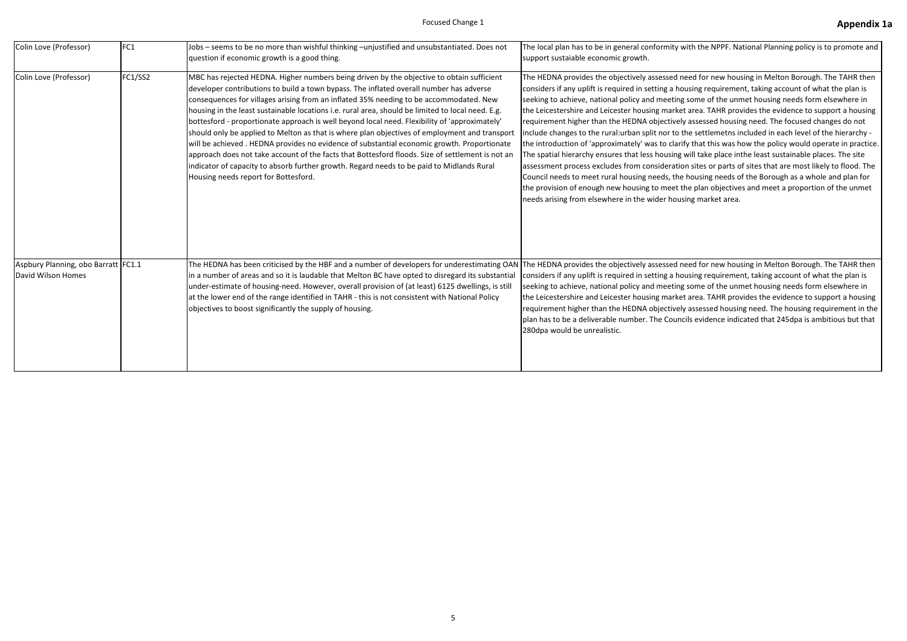| | | | |
|---|---|---|---|
| Colin Love (Professor) | FC1 | Jobs – seems to be no more than wishful thinking –unjustified and unsubstantiated. Does not question if economic growth is a good thing. | The local plan has to be in general conformity with the NPPF. National Planning policy is to promote and support sustaiable economic growth. |
| Colin Love (Professor) | FC1/SS2 | MBC has rejected HEDNA. Higher numbers being driven by the objective to obtain sufficient developer contributions to build a town bypass. The inflated overall number has adverse consequences for villages arising from an inflated 35% needing to be accommodated. New housing in the least sustainable locations i.e. rural area, should be limited to local need. E.g. bottesford - proportionate approach is well beyond local need. Flexibility of 'approximately' should only be applied to Melton as that is where plan objectives of employment and transport will be achieved . HEDNA provides no evidence of substantial economic growth. Proportionate approach does not take account of the facts that Bottesford floods. Size of settlement is not an indicator of capacity to absorb further growth. Regard needs to be paid to Midlands Rural Housing needs report for Bottesford. | The HEDNA provides the objectively assessed need for new housing in Melton Borough. The TAHR then considers if any uplift is required in setting a housing requirement, taking account of what the plan is seeking to achieve, national policy and meeting some of the unmet housing needs form elsewhere in the Leicestershire and Leicester housing market area. TAHR provides the evidence to support a housing requirement higher than the HEDNA objectively assessed housing need. The focused changes do not include changes to the rural:urban split nor to the settlemetns included in each level of the hierarchy - the introduction of 'approximately' was to clarify that this was how the policy would operate in practice. The spatial hierarchy ensures that less housing will take place inthe least sustainable places. The site assessment process excludes from consideration sites or parts of sites that are most likely to flood. The Council needs to meet rural housing needs, the housing needs of the Borough as a whole and plan for the provision of enough new housing to meet the plan objectives and meet a proportion of the unmet needs arising from elsewhere in the wider housing market area. |
| Aspbury Planning, obo Barratt David Wilson Homes | FC1.1 | The HEDNA has been criticised by the HBF and a number of developers for underestimating OAN in a number of areas and so it is laudable that Melton BC have opted to disregard its substantial under-estimate of housing-need. However, overall provision of (at least) 6125 dwellings, is still at the lower end of the range identified in TAHR - this is not consistent with National Policy objectives to boost significantly the supply of housing. | The HEDNA provides the objectively assessed need for new housing in Melton Borough. The TAHR then considers if any uplift is required in setting a housing requirement, taking account of what the plan is seeking to achieve, national policy and meeting some of the unmet housing needs form elsewhere in the Leicestershire and Leicester housing market area. TAHR provides the evidence to support a housing requirement higher than the HEDNA objectively assessed housing need. The housing requirement in the plan has to be a deliverable number. The Councils evidence indicated that 245dpa is ambitious but that 280dpa would be unrealistic. |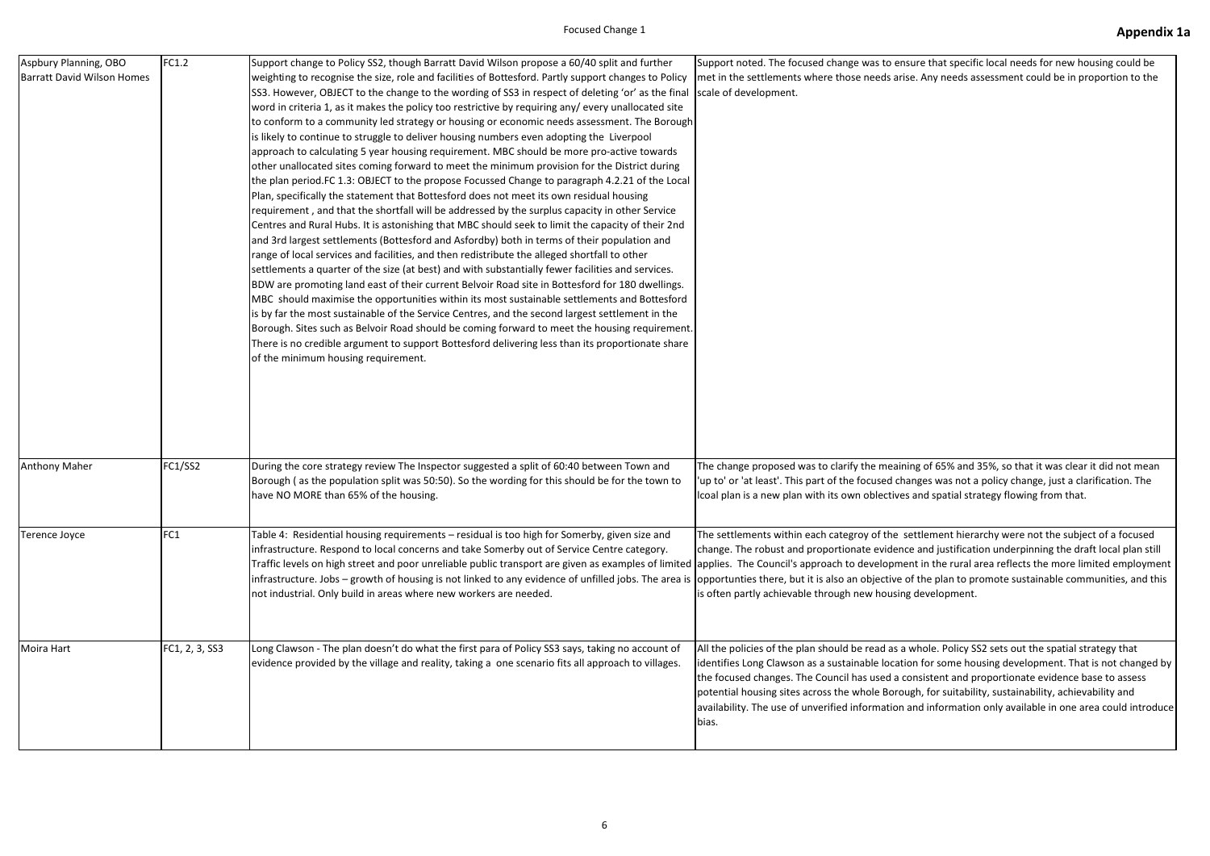| | | | |
|---|---|---|---|
| Aspbury Planning, OBO Barratt David Wilson Homes | FC1.2 | Support change to Policy SS2, though Barratt David Wilson propose a 60/40 split and further weighting to recognise the size, role and facilities of Bottesford. Partly support changes to Policy SS3. However, OBJECT to the change to the wording of SS3 in respect of deleting 'or' as the final word in criteria 1, as it makes the policy too restrictive by requiring any/ every unallocated site to conform to a community led strategy or housing or economic needs assessment. The Borough is likely to continue to struggle to deliver housing numbers even adopting the Liverpool approach to calculating 5 year housing requirement. MBC should be more pro-active towards other unallocated sites coming forward to meet the minimum provision for the District during the plan period.FC 1.3: OBJECT to the propose Focussed Change to paragraph 4.2.21 of the Local Plan, specifically the statement that Bottesford does not meet its own residual housing requirement , and that the shortfall will be addressed by the surplus capacity in other Service Centres and Rural Hubs. It is astonishing that MBC should seek to limit the capacity of their 2nd and 3rd largest settlements (Bottesford and Asfordby) both in terms of their population and range of local services and facilities, and then redistribute the alleged shortfall to other settlements a quarter of the size (at best) and with substantially fewer facilities and services. BDW are promoting land east of their current Belvoir Road site in Bottesford for 180 dwellings. MBC should maximise the opportunities within its most sustainable settlements and Bottesford is by far the most sustainable of the Service Centres, and the second largest settlement in the Borough. Sites such as Belvoir Road should be coming forward to meet the housing requirement. There is no credible argument to support Bottesford delivering less than its proportionate share of the minimum housing requirement. | Support noted. The focused change was to ensure that specific local needs for new housing could be met in the settlements where those needs arise. Any needs assessment could be in proportion to the scale of development. |
| Anthony Maher | FC1/SS2 | During the core strategy review The Inspector suggested a split of 60:40 between Town and Borough ( as the population split was 50:50). So the wording for this should be for the town to have NO MORE than 65% of the housing. | The change proposed was to clarify the meaining of 65% and 35%, so that it was clear it did not mean 'up to' or 'at least'. This part of the focused changes was not a policy change, just a clarification. The lcoal plan is a new plan with its own objectives and spatial strategy flowing from that. |
| Terence Joyce | FC1 | Table 4: Residential housing requirements – residual is too high for Somerby, given size and infrastructure. Respond to local concerns and take Somerby out of Service Centre category. Traffic levels on high street and poor unreliable public transport are given as examples of limited infrastructure. Jobs – growth of housing is not linked to any evidence of unfilled jobs. The area is not industrial. Only build in areas where new workers are needed. | The settlements within each categroy of the settlement hierarchy were not the subject of a focused change. The robust and proportionate evidence and justification underpinning the draft local plan still applies. The Council's approach to development in the rural area reflects the more limited employment opportunties there, but it is also an objective of the plan to promote sustainable communities, and this is often partly achievable through new housing development. |
| Moira Hart | FC1, 2, 3, SS3 | Long Clawson - The plan doesn't do what the first para of Policy SS3 says, taking no account of evidence provided by the village and reality, taking a one scenario fits all approach to villages. | All the policies of the plan should be read as a whole. Policy SS2 sets out the spatial strategy that identifies Long Clawson as a sustainable location for some housing development. That is not changed by the focused changes. The Council has used a consistent and proportionate evidence base to assess potential housing sites across the whole Borough, for suitability, sustainability, achievability and availability. The use of unverified information and information only available in one area could introduce bias. |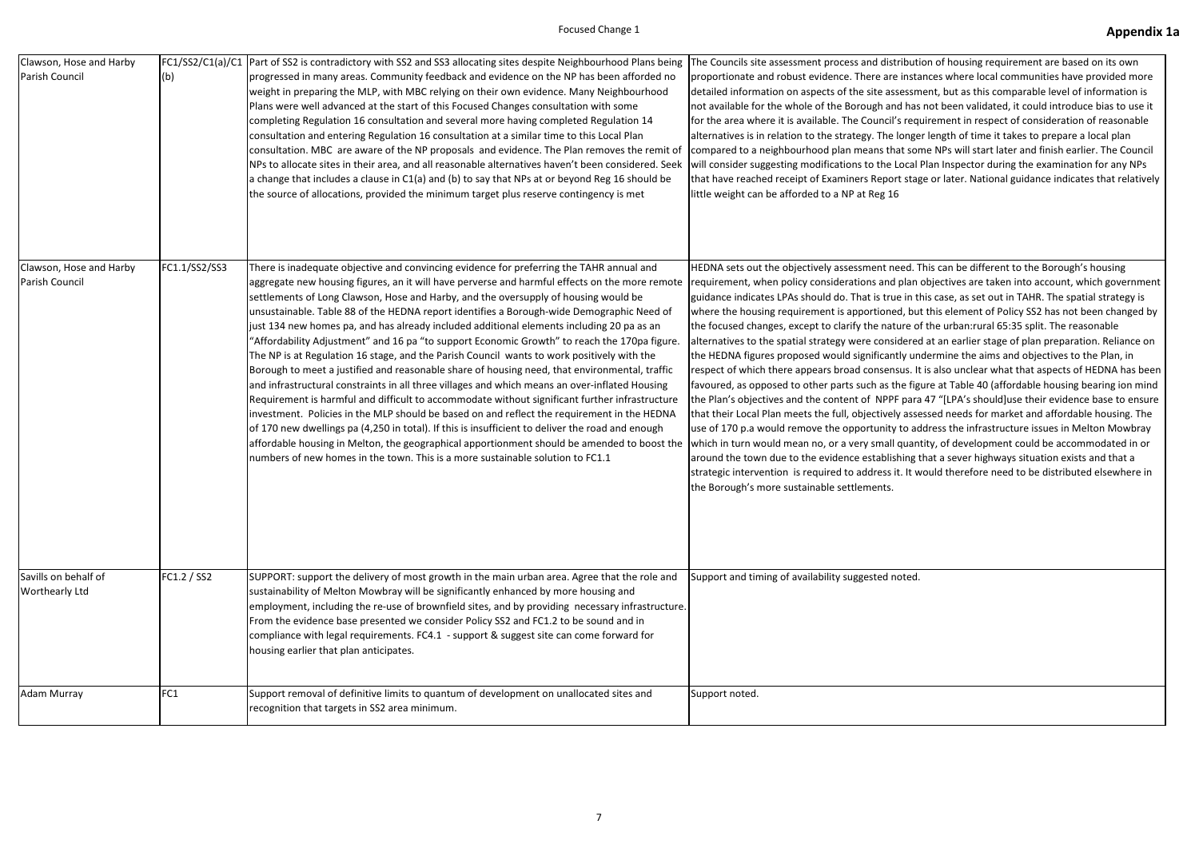| | | | |
|---|---|---|---|
| Clawson, Hose and Harby Parish Council | FC1/SS2/C1(a)/C1 (b) | Part of SS2 is contradictory with SS2 and SS3 allocating sites despite Neighbourhood Plans being progressed in many areas. Community feedback and evidence on the NP has been afforded no weight in preparing the MLP, with MBC relying on their own evidence. Many Neighbourhood Plans were well advanced at the start of this Focused Changes consultation with some completing Regulation 16 consultation and several more having completed Regulation 14 consultation and entering Regulation 16 consultation at a similar time to this Local Plan consultation. MBC are aware of the NP proposals and evidence. The Plan removes the remit of NPs to allocate sites in their area, and all reasonable alternatives haven't been considered. Seek a change that includes a clause in C1(a) and (b) to say that NPs at or beyond Reg 16 should be the source of allocations, provided the minimum target plus reserve contingency is met | The Councils site assessment process and distribution of housing requirement are based on its own proportionate and robust evidence. There are instances where local communities have provided more detailed information on aspects of the site assessment, but as this comparable level of information is not available for the whole of the Borough and has not been validated, it could introduce bias to use it for the area where it is available. The Council's requirement in respect of consideration of reasonable alternatives is in relation to the strategy. The longer length of time it takes to prepare a local plan compared to a neighbourhood plan means that some NPs will start later and finish earlier. The Council will consider suggesting modifications to the Local Plan Inspector during the examination for any NPs that have reached receipt of Examiners Report stage or later. National guidance indicates that relatively little weight can be afforded to a NP at Reg 16 |
| Clawson, Hose and Harby Parish Council | FC1.1/SS2/SS3 | There is inadequate objective and convincing evidence for preferring the TAHR annual and aggregate new housing figures, an it will have perverse and harmful effects on the more remote settlements of Long Clawson, Hose and Harby, and the oversupply of housing would be unsustainable. Table 88 of the HEDNA report identifies a Borough-wide Demographic Need of just 134 new homes pa, and has already included additional elements including 20 pa as an "Affordability Adjustment" and 16 pa "to support Economic Growth" to reach the 170pa figure. The NP is at Regulation 16 stage, and the Parish Council wants to work positively with the Borough to meet a justified and reasonable share of housing need, that environmental, traffic and infrastructural constraints in all three villages and which means an over-inflated Housing Requirement is harmful and difficult to accommodate without significant further infrastructure investment. Policies in the MLP should be based on and reflect the requirement in the HEDNA of 170 new dwellings pa (4,250 in total). If this is insufficient to deliver the road and enough affordable housing in Melton, the geographical apportionment should be amended to boost the numbers of new homes in the town. This is a more sustainable solution to FC1.1 | HEDNA sets out the objectively assessment need. This can be different to the Borough's housing requirement, when policy considerations and plan objectives are taken into account, which government guidance indicates LPAs should do. That is true in this case, as set out in TAHR. The spatial strategy is where the housing requirement is apportioned, but this element of Policy SS2 has not been changed by the focused changes, except to clarify the nature of the urban:rural 65:35 split. The reasonable alternatives to the spatial strategy were considered at an earlier stage of plan preparation. Reliance on the HEDNA figures proposed would significantly undermine the aims and objectives to the Plan, in respect of which there appears broad consensus. It is also unclear what that aspects of HEDNA has been favoured, as opposed to other parts such as the figure at Table 40 (affordable housing bearing ion mind the Plan's objectives and the content of NPPF para 47 "[LPA's should]use their evidence base to ensure that their Local Plan meets the full, objectively assessed needs for market and affordable housing. The use of 170 p.a would remove the opportunity to address the infrastructure issues in Melton Mowbray which in turn would mean no, or a very small quantity, of development could be accommodated in or around the town due to the evidence establishing that a sever highways situation exists and that a strategic intervention is required to address it. It would therefore need to be distributed elsewhere in the Borough's more sustainable settlements. |
| Savills on behalf of Worthearly Ltd | FC1.2 / SS2 | SUPPORT: support the delivery of most growth in the main urban area. Agree that the role and sustainability of Melton Mowbray will be significantly enhanced by more housing and employment, including the re-use of brownfield sites, and by providing necessary infrastructure. From the evidence base presented we consider Policy SS2 and FC1.2 to be sound and in compliance with legal requirements. FC4.1 - support & suggest site can come forward for housing earlier that plan anticipates. | Support and timing of availability suggested noted. |
| Adam Murray | FC1 | Support removal of definitive limits to quantum of development on unallocated sites and recognition that targets in SS2 area minimum. | Support noted. |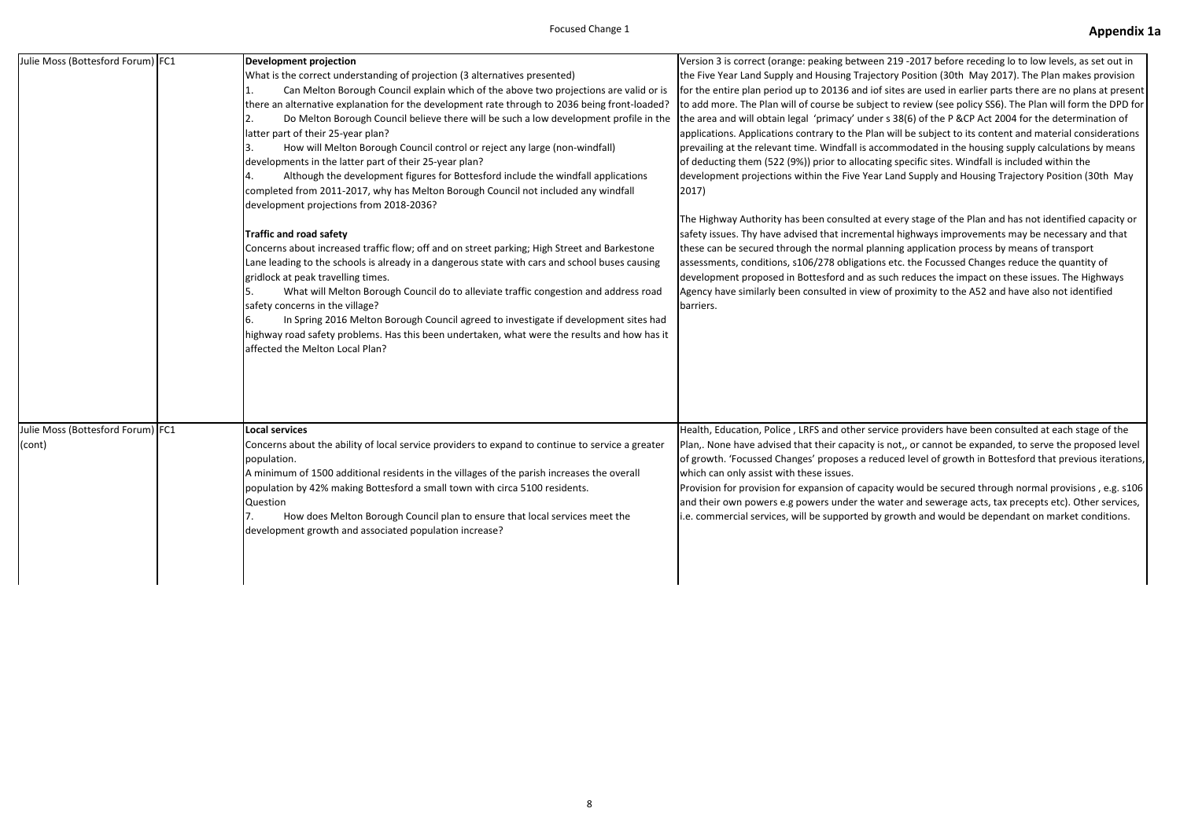| | | | |
|---|---|---|---|
| Julie Moss (Bottesford Forum) | FC1 | **Development projection**<br>What is the correct understanding of projection (3 alternatives presented)<br>1. Can Melton Borough Council explain which of the above two projections are valid or is there an alternative explanation for the development rate through to 2036 being front-loaded?<br>2. Do Melton Borough Council believe there will be such a low development profile in the latter part of their 25-year plan?<br>3. How will Melton Borough Council control or reject any large (non-windfall) developments in the latter part of their 25-year plan?<br>4. Although the development figures for Bottesford include the windfall applications completed from 2011-2017, why has Melton Borough Council not included any windfall development projections from 2018-2036?<br><br>**Traffic and road safety**<br>Concerns about increased traffic flow; off and on street parking; High Street and Barkestone Lane leading to the schools is already in a dangerous state with cars and school buses causing gridlock at peak travelling times.<br>5. What will Melton Borough Council do to alleviate traffic congestion and address road safety concerns in the village?<br>6. In Spring 2016 Melton Borough Council agreed to investigate if development sites had highway road safety problems. Has this been undertaken, what were the results and how has it affected the Melton Local Plan? | Version 3 is correct (orange: peaking between 219 -2017 before receding lo to low levels, as set out in the Five Year Land Supply and Housing Trajectory Position (30th May 2017). The Plan makes provision for the entire plan period up to 20136 and iof sites are used in earlier parts there are no plans at present to add more. The Plan will of course be subject to review (see policy SS6). The Plan will form the DPD for the area and will obtain legal 'primacy' under s 38(6) of the P &CP Act 2004 for the determination of applications. Applications contrary to the Plan will be subject to its content and material considerations prevailing at the relevant time. Windfall is accommodated in the housing supply calculations by means of deducting them (522 (9%)) prior to allocating specific sites. Windfall is included within the development projections within the Five Year Land Supply and Housing Trajectory Position (30th May 2017)<br><br>The Highway Authority has been consulted at every stage of the Plan and has not identified capacity or safety issues. Thy have advised that incremental highways improvements may be necessary and that these can be secured through the normal planning application process by means of transport assessments, conditions, s106/278 obligations etc. the Focussed Changes reduce the quantity of development proposed in Bottesford and as such reduces the impact on these issues. The Highways Agency have similarly been consulted in view of proximity to the A52 and have also not identified barriers. |
| Julie Moss (Bottesford Forum) (cont) | FC1 | **Local services**<br>Concerns about the ability of local service providers to expand to continue to service a greater population.<br>A minimum of 1500 additional residents in the villages of the parish increases the overall population by 42% making Bottesford a small town with circa 5100 residents.<br>Question<br>7. How does Melton Borough Council plan to ensure that local services meet the development growth and associated population increase? | Health, Education, Police , LRFS and other service providers have been consulted at each stage of the Plan,. None have advised that their capacity is not,, or cannot be expanded, to serve the proposed level of growth. 'Focussed Changes' proposes a reduced level of growth in Bottesford that previous iterations, which can only assist with these issues.<br>Provision for provision for expansion of capacity would be secured through normal provisions , e.g. s106 and their own powers e.g powers under the water and sewerage acts, tax precepts etc). Other services, i.e. commercial services, will be supported by growth and would be dependant on market conditions. |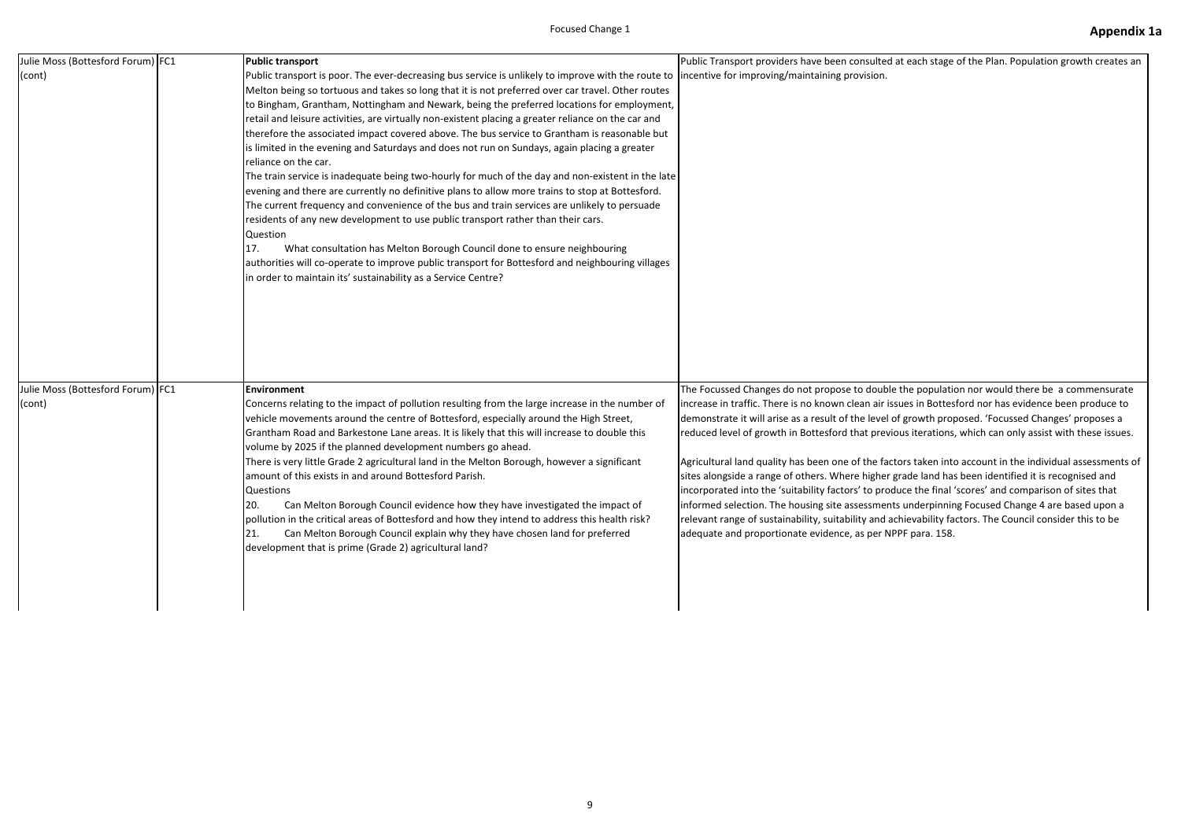| | | | |
|---|---|---|---|
| Julie Moss (Bottesford Forum) (cont) | FC1 | **Public transport**<br>Public transport is poor. The ever-decreasing bus service is unlikely to improve with the route to Melton being so tortuous and takes so long that it is not preferred over car travel. Other routes to Bingham, Grantham, Nottingham and Newark, being the preferred locations for employment, retail and leisure activities, are virtually non-existent placing a greater reliance on the car and therefore the associated impact covered above. The bus service to Grantham is reasonable but is limited in the evening and Saturdays and does not run on Sundays, again placing a greater reliance on the car.<br>The train service is inadequate being two-hourly for much of the day and non-existent in the late evening and there are currently no definitive plans to allow more trains to stop at Bottesford. The current frequency and convenience of the bus and train services are unlikely to persuade residents of any new development to use public transport rather than their cars.<br>Question<br>17. What consultation has Melton Borough Council done to ensure neighbouring authorities will co-operate to improve public transport for Bottesford and neighbouring villages in order to maintain its' sustainability as a Service Centre? | Public Transport providers have been consulted at each stage of the Plan. Population growth creates an incentive for improving/maintaining provision. |
| Julie Moss (Bottesford Forum) (cont) | FC1 | **Environment**<br>Concerns relating to the impact of pollution resulting from the large increase in the number of vehicle movements around the centre of Bottesford, especially around the High Street, Grantham Road and Barkestone Lane areas. It is likely that this will increase to double this volume by 2025 if the planned development numbers go ahead.<br>There is very little Grade 2 agricultural land in the Melton Borough, however a significant amount of this exists in and around Bottesford Parish.<br>Questions<br>20. Can Melton Borough Council evidence how they have investigated the impact of pollution in the critical areas of Bottesford and how they intend to address this health risk?<br>21. Can Melton Borough Council explain why they have chosen land for preferred development that is prime (Grade 2) agricultural land? | The Focussed Changes do not propose to double the population nor would there be a commensurate increase in traffic. There is no known clean air issues in Bottesford nor has evidence been produce to demonstrate it will arise as a result of the level of growth proposed. 'Focussed Changes' proposes a reduced level of growth in Bottesford that previous iterations, which can only assist with these issues.<br><br>Agricultural land quality has been one of the factors taken into account in the individual assessments of sites alongside a range of others. Where higher grade land has been identified it is recognised and incorporated into the 'suitability factors' to produce the final 'scores' and comparison of sites that informed selection. The housing site assessments underpinning Focused Change 4 are based upon a relevant range of sustainability, suitability and achievability factors. The Council consider this to be adequate and proportionate evidence, as per NPPF para. 158. |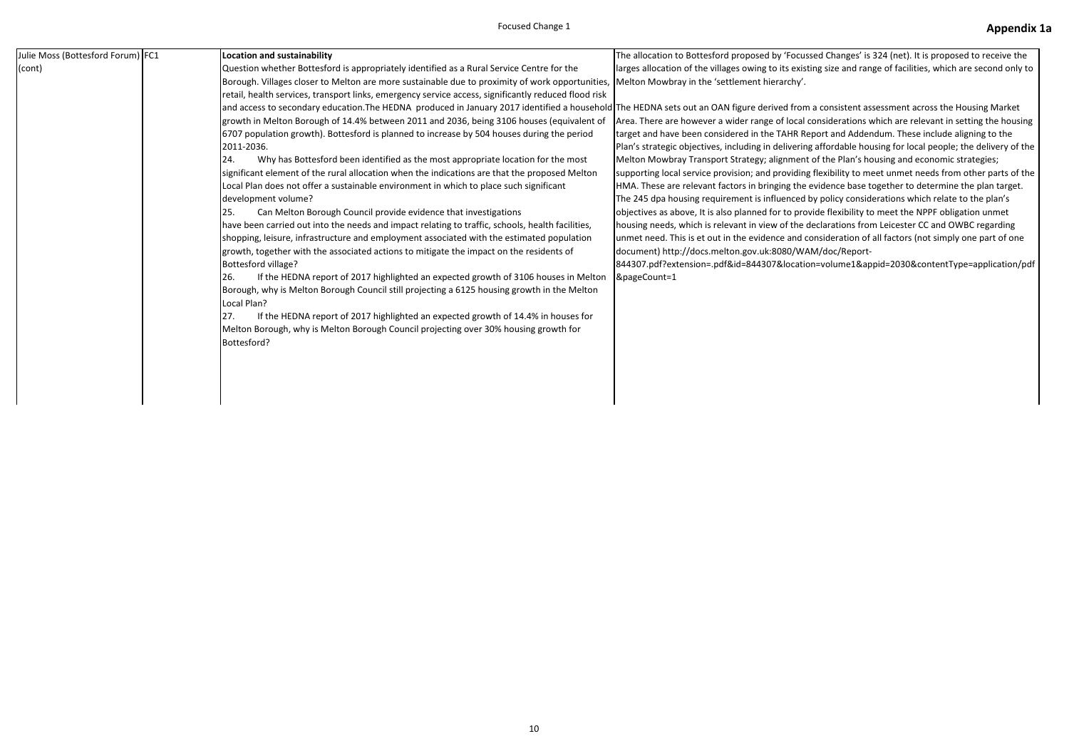| | | | |
|---|---|---|---|
| Julie Moss (Bottesford Forum) (cont) | FC1 | **Location and sustainability**<br>Question whether Bottesford is appropriately identified as a Rural Service Centre for the Borough. Villages closer to Melton are more sustainable due to proximity of work opportunities, retail, health services, transport links, emergency service access, significantly reduced flood risk and access to secondary education.The HEDNA produced in January 2017 identified a household growth in Melton Borough of 14.4% between 2011 and 2036, being 3106 houses (equivalent of 6707 population growth). Bottesford is planned to increase by 504 houses during the period 2011-2036.<br>24. Why has Bottesford been identified as the most appropriate location for the most significant element of the rural allocation when the indications are that the proposed Melton Local Plan does not offer a sustainable environment in which to place such significant development volume?<br>25. Can Melton Borough Council provide evidence that investigations have been carried out into the needs and impact relating to traffic, schools, health facilities, shopping, leisure, infrastructure and employment associated with the estimated population growth, together with the associated actions to mitigate the impact on the residents of Bottesford village?<br>26. If the HEDNA report of 2017 highlighted an expected growth of 3106 houses in Melton Borough, why is Melton Borough Council still projecting a 6125 housing growth in the Melton Local Plan?<br>27. If the HEDNA report of 2017 highlighted an expected growth of 14.4% in houses for Melton Borough, why is Melton Borough Council projecting over 30% housing growth for Bottesford? | The allocation to Bottesford proposed by 'Focussed Changes' is 324 (net). It is proposed to receive the larges allocation of the villages owing to its existing size and range of facilities, which are second only to Melton Mowbray in the 'settlement hierarchy'.<br><br>The HEDNA sets out an OAN figure derived from a consistent assessment across the Housing Market Area. There are however a wider range of local considerations which are relevant in setting the housing target and have been considered in the TAHR Report and Addendum. These include aligning to the Plan's strategic objectives, including in delivering affordable housing for local people; the delivery of the Melton Mowbray Transport Strategy; alignment of the Plan's housing and economic strategies; supporting local service provision; and providing flexibility to meet unmet needs from other parts of the HMA. These are relevant factors in bringing the evidence base together to determine the plan target. The 245 dpa housing requirement is influenced by policy considerations which relate to the plan's objectives as above, It is also planned for to provide flexibility to meet the NPPF obligation unmet housing needs, which is relevant in view of the declarations from Leicester CC and OWBC regarding unmet need. This is et out in the evidence and consideration of all factors (not simply one part of one document) http://docs.melton.gov.uk:8080/WAM/doc/Report-844307.pdf?extension=.pdf&id=844307&location=volume1&appid=2030&contentType=application/pdf&pageCount=1 |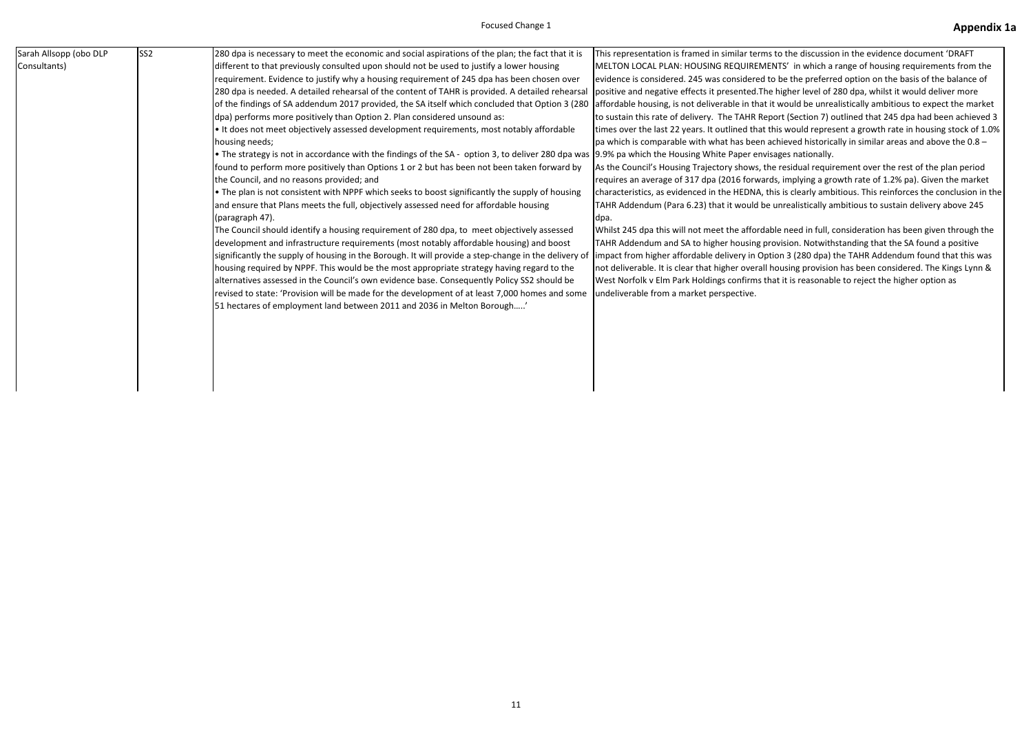Focused Change 1

**Appendix 1a**

| | | | |
|---|---|---|---|
| Sarah Allsopp (obo DLP Consultants) | SS2 | 280 dpa is necessary to meet the economic and social aspirations of the plan; the fact that it is different to that previously consulted upon should not be used to justify a lower housing requirement. Evidence to justify why a housing requirement of 245 dpa has been chosen over 280 dpa is needed. A detailed rehearsal of the content of TAHR is provided. A detailed rehearsal of the findings of SA addendum 2017 provided, the SA itself which concluded that Option 3 (280 dpa) performs more positively than Option 2. Plan considered unsound as:<br>• It does not meet objectively assessed development requirements, most notably affordable housing needs;<br>• The strategy is not in accordance with the findings of the SA - option 3, to deliver 280 dpa was found to perform more positively than Options 1 or 2 but has been not been taken forward by the Council, and no reasons provided; and<br>• The plan is not consistent with NPPF which seeks to boost significantly the supply of housing and ensure that Plans meets the full, objectively assessed need for affordable housing (paragraph 47).<br>The Council should identify a housing requirement of 280 dpa, to meet objectively assessed development and infrastructure requirements (most notably affordable housing) and boost significantly the supply of housing in the Borough. It will provide a step-change in the delivery of housing required by NPPF. This would be the most appropriate strategy having regard to the alternatives assessed in the Council's own evidence base. Consequently Policy SS2 should be revised to state: 'Provision will be made for the development of at least 7,000 homes and some 51 hectares of employment land between 2011 and 2036 in Melton Borough…..' | This representation is framed in similar terms to the discussion in the evidence document 'DRAFT MELTON LOCAL PLAN: HOUSING REQUIREMENTS' in which a range of housing requirements from the evidence is considered. 245 was considered to be the preferred option on the basis of the balance of positive and negative effects it presented.The higher level of 280 dpa, whilst it would deliver more affordable housing, is not deliverable in that it would be unrealistically ambitious to expect the market to sustain this rate of delivery. The TAHR Report (Section 7) outlined that 245 dpa had been achieved 3 times over the last 22 years. It outlined that this would represent a growth rate in housing stock of 1.0% pa which is comparable with what has been achieved historically in similar areas and above the 0.8 – 9.9% pa which the Housing White Paper envisages nationally.<br>As the Council's Housing Trajectory shows, the residual requirement over the rest of the plan period requires an average of 317 dpa (2016 forwards, implying a growth rate of 1.2% pa). Given the market characteristics, as evidenced in the HEDNA, this is clearly ambitious. This reinforces the conclusion in the TAHR Addendum (Para 6.23) that it would be unrealistically ambitious to sustain delivery above 245 dpa.<br>Whilst 245 dpa this will not meet the affordable need in full, consideration has been given through the TAHR Addendum and SA to higher housing provision. Notwithstanding that the SA found a positive impact from higher affordable delivery in Option 3 (280 dpa) the TAHR Addendum found that this was not deliverable. It is clear that higher overall housing provision has been considered. The Kings Lynn & West Norfolk v Elm Park Holdings confirms that it is reasonable to reject the higher option as undeliverable from a market perspective. |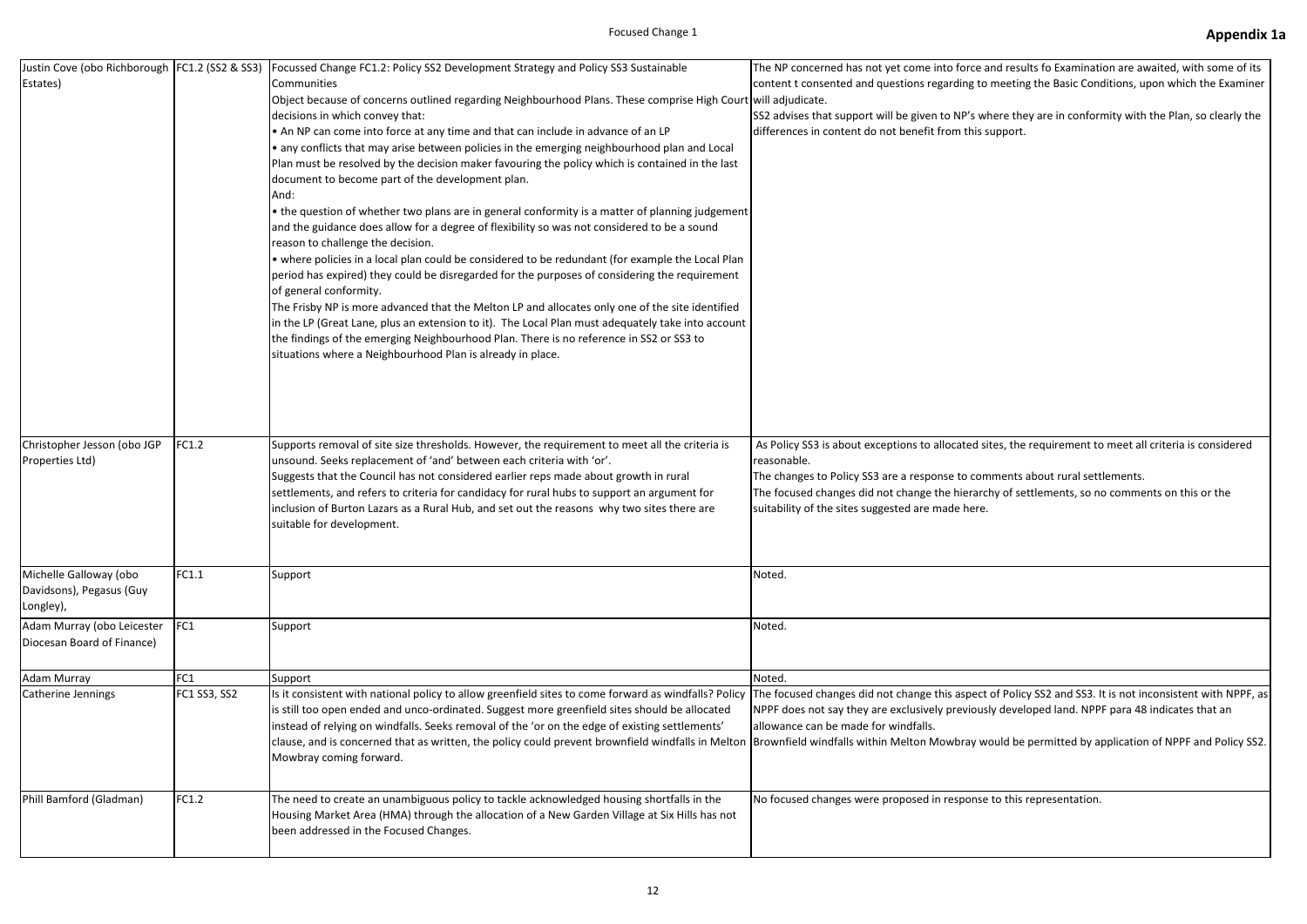| | | | |
|---|---|---|---|
| Justin Cove (obo Richborough Estates) | FC1.2 (SS2 & SS3) | Focussed Change FC1.2: Policy SS2 Development Strategy and Policy SS3 Sustainable Communities<br>Object because of concerns outlined regarding Neighbourhood Plans. These comprise High Court decisions in which convey that:<br>• An NP can come into force at any time and that can include in advance of an LP<br>• any conflicts that may arise between policies in the emerging neighbourhood plan and Local Plan must be resolved by the decision maker favouring the policy which is contained in the last document to become part of the development plan.<br>And:<br>• the question of whether two plans are in general conformity is a matter of planning judgement and the guidance does allow for a degree of flexibility so was not considered to be a sound reason to challenge the decision.<br>• where policies in a local plan could be considered to be redundant (for example the Local Plan period has expired) they could be disregarded for the purposes of considering the requirement of general conformity.<br>The Frisby NP is more advanced that the Melton LP and allocates only one of the site identified in the LP (Great Lane, plus an extension to it). The Local Plan must adequately take into account the findings of the emerging Neighbourhood Plan. There is no reference in SS2 or SS3 to situations where a Neighbourhood Plan is already in place. | The NP concerned has not yet come into force and results fo Examination are awaited, with some of its content t consented and questions regarding to meeting the Basic Conditions, upon which the Examiner will adjudicate.<br>SS2 advises that support will be given to NP's where they are in conformity with the Plan, so clearly the differences in content do not benefit from this support. |
| Christopher Jesson (obo JGP Properties Ltd) | FC1.2 | Supports removal of site size thresholds. However, the requirement to meet all the criteria is unsound. Seeks replacement of 'and' between each criteria with 'or'.<br>Suggests that the Council has not considered earlier reps made about growth in rural settlements, and refers to criteria for candidacy for rural hubs to support an argument for inclusion of Burton Lazars as a Rural Hub, and set out the reasons why two sites there are suitable for development. | As Policy SS3 is about exceptions to allocated sites, the requirement to meet all criteria is considered reasonable.<br>The changes to Policy SS3 are a response to comments about rural settlements.<br>The focused changes did not change the hierarchy of settlements, so no comments on this or the suitability of the sites suggested are made here. |
| Michelle Galloway (obo Davidsons), Pegasus (Guy Longley), | FC1.1 | Support | Noted. |
| Adam Murray (obo Leicester Diocesan Board of Finance) | FC1 | Support | Noted. |
| Adam Murray | FC1 | Support | Noted. |
| Catherine Jennings | FC1 SS3, SS2 | Is it consistent with national policy to allow greenfield sites to come forward as windfalls? Policy is still too open ended and unco-ordinated. Suggest more greenfield sites should be allocated instead of relying on windfalls. Seeks removal of the 'or on the edge of existing settlements' clause, and is concerned that as written, the policy could prevent brownfield windfalls in Melton Mowbray coming forward. | The focused changes did not change this aspect of Policy SS2 and SS3. It is not inconsistent with NPPF, as NPPF does not say they are exclusively previously developed land. NPPF para 48 indicates that an allowance can be made for windfalls.<br>Brownfield windfalls within Melton Mowbray would be permitted by application of NPPF and Policy SS2. |
| Phill Bamford (Gladman) | FC1.2 | The need to create an unambiguous policy to tackle acknowledged housing shortfalls in the Housing Market Area (HMA) through the allocation of a New Garden Village at Six Hills has not been addressed in the Focused Changes. | No focused changes were proposed in response to this representation. |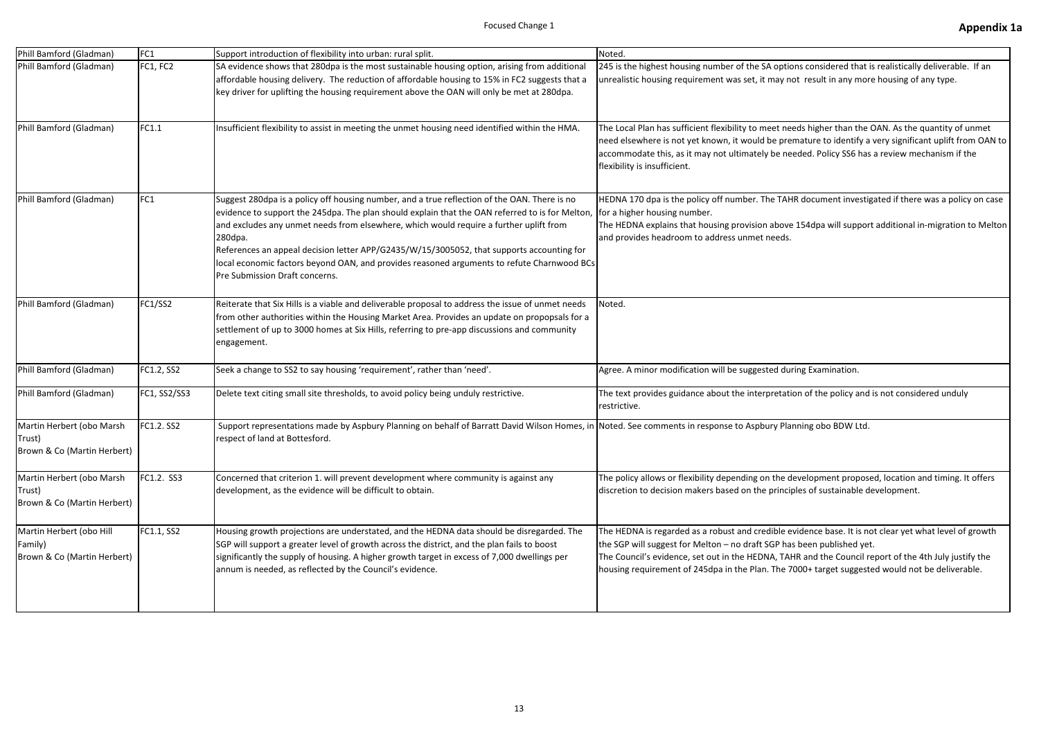| | | | |
|---|---|---|---|
| Phill Bamford (Gladman) | FC1 | Support introduction of flexibility into urban: rural split. | Noted. |
| Phill Bamford (Gladman) | FC1, FC2 | SA evidence shows that 280dpa is the most sustainable housing option, arising from additional affordable housing delivery. The reduction of affordable housing to 15% in FC2 suggests that a key driver for uplifting the housing requirement above the OAN will only be met at 280dpa. | 245 is the highest housing number of the SA options considered that is realistically deliverable. If an unrealistic housing requirement was set, it may not result in any more housing of any type. |
| Phill Bamford (Gladman) | FC1.1 | Insufficient flexibility to assist in meeting the unmet housing need identified within the HMA. | The Local Plan has sufficient flexibility to meet needs higher than the OAN. As the quantity of unmet need elsewhere is not yet known, it would be premature to identify a very significant uplift from OAN to accommodate this, as it may not ultimately be needed. Policy SS6 has a review mechanism if the flexibility is insufficient. |
| Phill Bamford (Gladman) | FC1 | Suggest 280dpa is a policy off housing number, and a true reflection of the OAN. There is no evidence to support the 245dpa. The plan should explain that the OAN referred to is for Melton, and excludes any unmet needs from elsewhere, which would require a further uplift from 280dpa.<br>References an appeal decision letter APP/G2435/W/15/3005052, that supports accounting for local economic factors beyond OAN, and provides reasoned arguments to refute Charnwood BCs Pre Submission Draft concerns. | HEDNA 170 dpa is the policy off number. The TAHR document investigated if there was a policy on case for a higher housing number.<br>The HEDNA explains that housing provision above 154dpa will support additional in-migration to Melton and provides headroom to address unmet needs. |
| Phill Bamford (Gladman) | FC1/SS2 | Reiterate that Six Hills is a viable and deliverable proposal to address the issue of unmet needs from other authorities within the Housing Market Area. Provides an update on propopsals for a settlement of up to 3000 homes at Six Hills, referring to pre-app discussions and community engagement. | Noted. |
| Phill Bamford (Gladman) | FC1.2, SS2 | Seek a change to SS2 to say housing 'requirement', rather than 'need'. | Agree. A minor modification will be suggested during Examination. |
| Phill Bamford (Gladman) | FC1, SS2/SS3 | Delete text citing small site thresholds, to avoid policy being unduly restrictive. | The text provides guidance about the interpretation of the policy and is not considered unduly restrictive. |
| Martin Herbert (obo Marsh Trust)<br>Brown & Co (Martin Herbert) | FC1.2. SS2 | Support representations made by Aspbury Planning on behalf of Barratt David Wilson Homes, in respect of land at Bottesford. | Noted. See comments in response to Aspbury Planning obo BDW Ltd. |
| Martin Herbert (obo Marsh Trust)<br>Brown & Co (Martin Herbert) | FC1.2. SS3 | Concerned that criterion 1. will prevent development where community is against any development, as the evidence will be difficult to obtain. | The policy allows or flexibility depending on the development proposed, location and timing. It offers discretion to decision makers based on the principles of sustainable development. |
| Martin Herbert (obo Hill Family)<br>Brown & Co (Martin Herbert) | FC1.1, SS2 | Housing growth projections are understated, and the HEDNA data should be disregarded. The SGP will support a greater level of growth across the district, and the plan fails to boost significantly the supply of housing. A higher growth target in excess of 7,000 dwellings per annum is needed, as reflected by the Council's evidence. | The HEDNA is regarded as a robust and credible evidence base. It is not clear yet what level of growth the SGP will suggest for Melton – no draft SGP has been published yet.<br>The Council's evidence, set out in the HEDNA, TAHR and the Council report of the 4th July justify the housing requirement of 245dpa in the Plan. The 7000+ target suggested would not be deliverable. |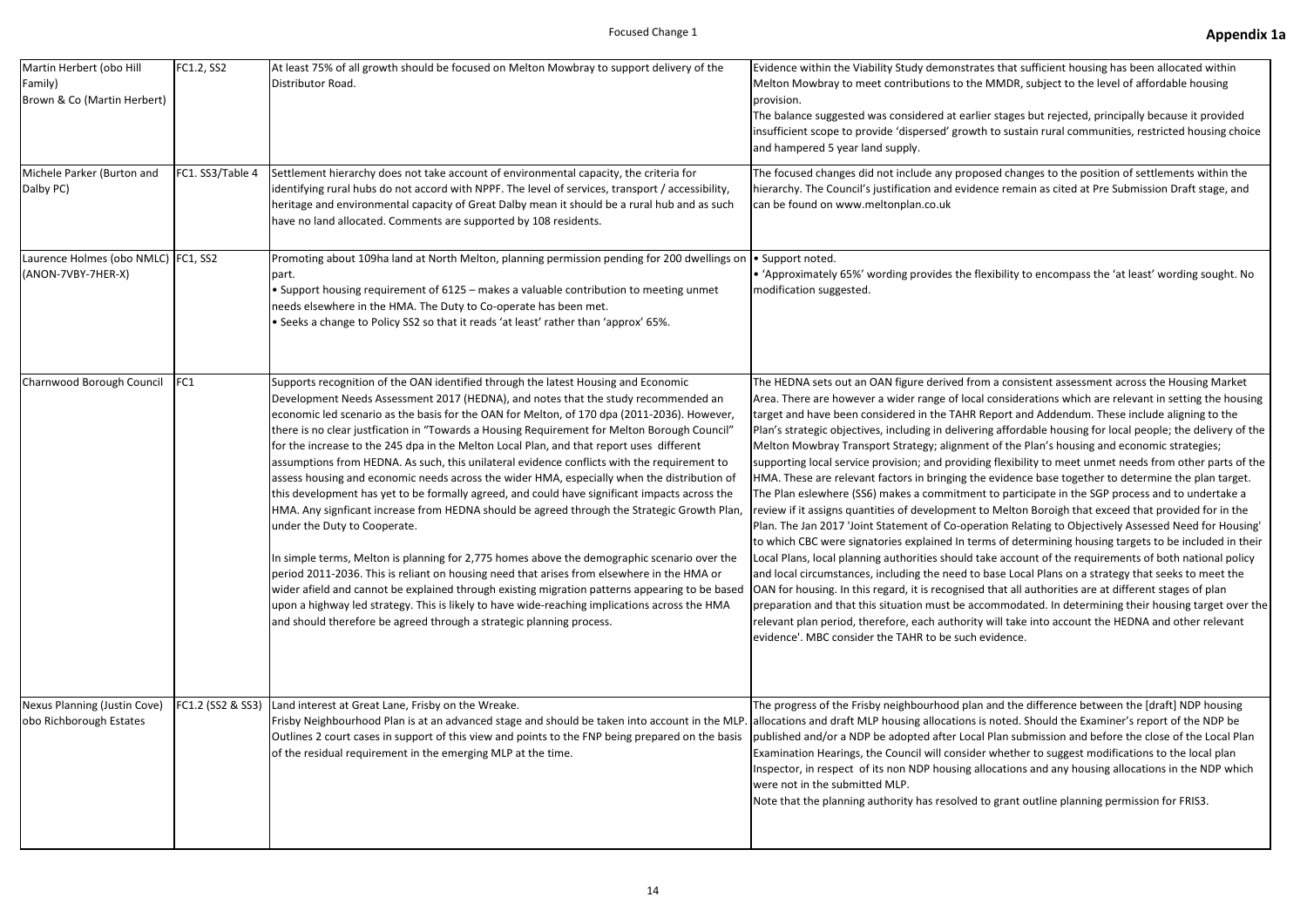| | | | |
|---|---|---|---|
| Martin Herbert (obo Hill Family)<br>Brown & Co (Martin Herbert) | FC1.2, SS2 | At least 75% of all growth should be focused on Melton Mowbray to support delivery of the Distributor Road. | Evidence within the Viability Study demonstrates that sufficient housing has been allocated within Melton Mowbray to meet contributions to the MMDR, subject to the level of affordable housing provision.<br>The balance suggested was considered at earlier stages but rejected, principally because it provided insufficient scope to provide 'dispersed' growth to sustain rural communities, restricted housing choice and hampered 5 year land supply. |
| Michele Parker (Burton and Dalby PC) | FC1. SS3/Table 4 | Settlement hierarchy does not take account of environmental capacity, the criteria for identifying rural hubs do not accord with NPPF. The level of services, transport / accessibility, heritage and environmental capacity of Great Dalby mean it should be a rural hub and as such have no land allocated. Comments are supported by 108 residents. | The focused changes did not include any proposed changes to the position of settlements within the hierarchy. The Council's justification and evidence remain as cited at Pre Submission Draft stage, and can be found on www.meltonplan.co.uk |
| Laurence Holmes (obo NMLC) (ANON-7VBY-7HER-X) | FC1, SS2 | Promoting about 109ha land at North Melton, planning permission pending for 200 dwellings on part.<br>• Support housing requirement of 6125 – makes a valuable contribution to meeting unmet needs elsewhere in the HMA. The Duty to Co-operate has been met.<br>• Seeks a change to Policy SS2 so that it reads 'at least' rather than 'approx' 65%. | • Support noted.<br>• 'Approximately 65%' wording provides the flexibility to encompass the 'at least' wording sought. No modification suggested. |
| Charnwood Borough Council | FC1 | Supports recognition of the OAN identified through the latest Housing and Economic Development Needs Assessment 2017 (HEDNA), and notes that the study recommended an economic led scenario as the basis for the OAN for Melton, of 170 dpa (2011-2036). However, there is no clear justfication in "Towards a Housing Requirement for Melton Borough Council" for the increase to the 245 dpa in the Melton Local Plan, and that report uses different assumptions from HEDNA. As such, this unilateral evidence conflicts with the requirement to assess housing and economic needs across the wider HMA, especially when the distribution of this development has yet to be formally agreed, and could have significant impacts across the HMA. Any signficant increase from HEDNA should be agreed through the Strategic Growth Plan, under the Duty to Cooperate.<br><br>In simple terms, Melton is planning for 2,775 homes above the demographic scenario over the period 2011-2036. This is reliant on housing need that arises from elsewhere in the HMA or wider afield and cannot be explained through existing migration patterns appearing to be based upon a highway led strategy. This is likely to have wide-reaching implications across the HMA and should therefore be agreed through a strategic planning process. | The HEDNA sets out an OAN figure derived from a consistent assessment across the Housing Market Area. There are however a wider range of local considerations which are relevant in setting the housing target and have been considered in the TAHR Report and Addendum. These include aligning to the Plan's strategic objectives, including in delivering affordable housing for local people; the delivery of the Melton Mowbray Transport Strategy; alignment of the Plan's housing and economic strategies; supporting local service provision; and providing flexibility to meet unmet needs from other parts of the HMA. These are relevant factors in bringing the evidence base together to determine the plan target. The Plan eslewhere (SS6) makes a commitment to participate in the SGP process and to undertake a review if it assigns quantities of development to Melton Boroigh that exceed that provided for in the Plan. The Jan 2017 'Joint Statement of Co-operation Relating to Objectively Assessed Need for Housing' to which CBC were signatories explained In terms of determining housing targets to be included in their Local Plans, local planning authorities should take account of the requirements of both national policy and local circumstances, including the need to base Local Plans on a strategy that seeks to meet the OAN for housing. In this regard, it is recognised that all authorities are at different stages of plan preparation and that this situation must be accommodated. In determining their housing target over the relevant plan period, therefore, each authority will take into account the HEDNA and other relevant evidence'. MBC consider the TAHR to be such evidence. |
| Nexus Planning (Justin Cove) obo Richborough Estates | FC1.2 (SS2 & SS3) | Land interest at Great Lane, Frisby on the Wreake.<br>Frisby Neighbourhood Plan is at an advanced stage and should be taken into account in the MLP. Outlines 2 court cases in support of this view and points to the FNP being prepared on the basis of the residual requirement in the emerging MLP at the time. | The progress of the Frisby neighbourhood plan and the difference between the [draft] NDP housing allocations and draft MLP housing allocations is noted. Should the Examiner's report of the NDP be published and/or a NDP be adopted after Local Plan submission and before the close of the Local Plan Examination Hearings, the Council will consider whether to suggest modifications to the local plan Inspector, in respect of its non NDP housing allocations and any housing allocations in the NDP which were not in the submitted MLP.<br>Note that the planning authority has resolved to grant outline planning permission for FRIS3. |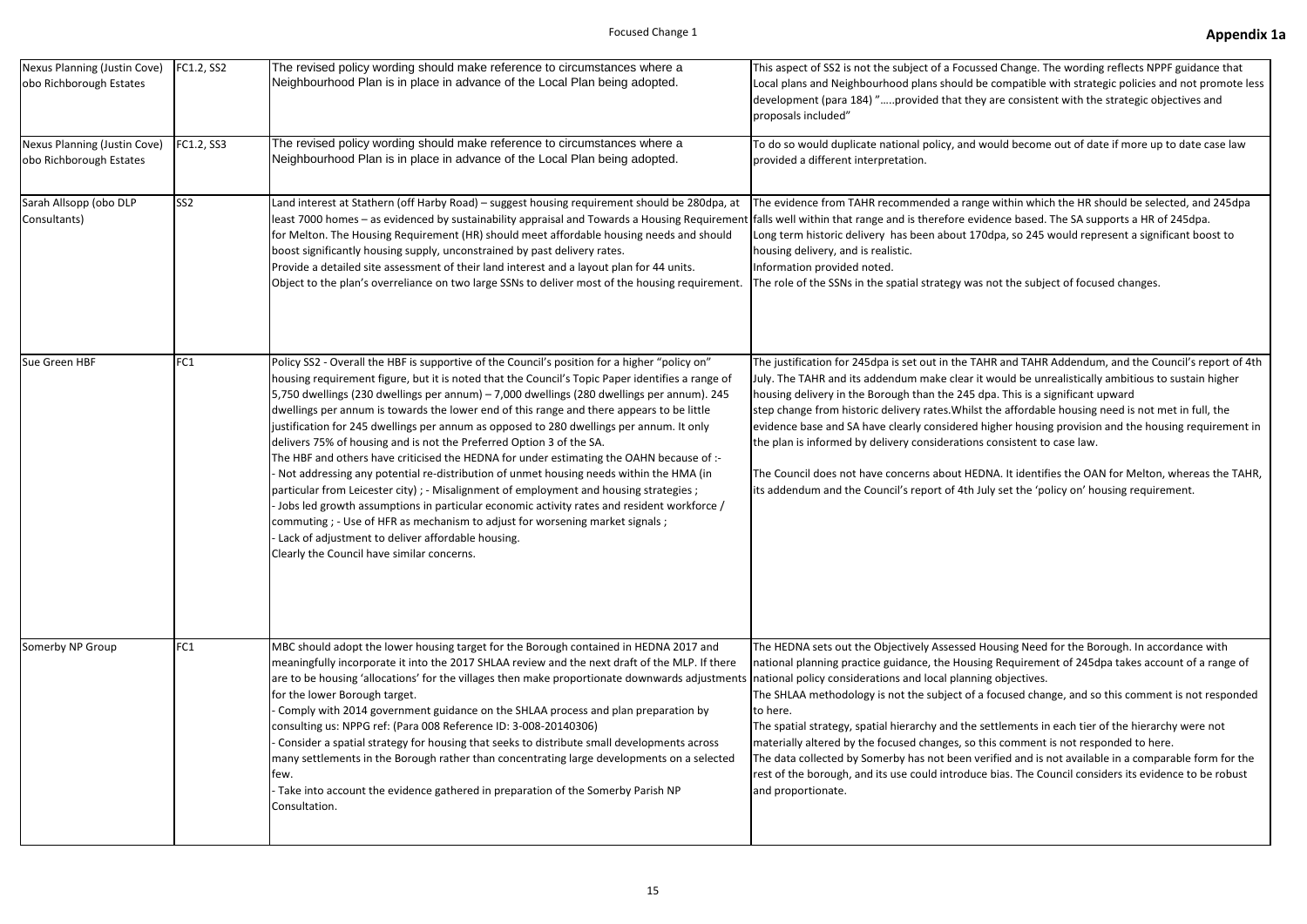| | | | |
|---|---|---|---|
| Nexus Planning (Justin Cove) obo Richborough Estates | FC1.2, SS2 | The revised policy wording should make reference to circumstances where a Neighbourhood Plan is in place in advance of the Local Plan being adopted. | This aspect of SS2 is not the subject of a Focussed Change. The wording reflects NPPF guidance that Local plans and Neighbourhood plans should be compatible with strategic policies and not promote less development (para 184) ".....provided that they are consistent with the strategic objectives and proposals included" |
| Nexus Planning (Justin Cove) obo Richborough Estates | FC1.2, SS3 | The revised policy wording should make reference to circumstances where a Neighbourhood Plan is in place in advance of the Local Plan being adopted. | To do so would duplicate national policy, and would become out of date if more up to date case law provided a different interpretation. |
| Sarah Allsopp (obo DLP Consultants) | SS2 | Land interest at Stathern (off Harby Road) – suggest housing requirement should be 280dpa, at least 7000 homes – as evidenced by sustainability appraisal and Towards a Housing Requirement for Melton. The Housing Requirement (HR) should meet affordable housing needs and should boost significantly housing supply, unconstrained by past delivery rates.<br>Provide a detailed site assessment of their land interest and a layout plan for 44 units.<br>Object to the plan's overreliance on two large SSNs to deliver most of the housing requirement. | The evidence from TAHR recommended a range within which the HR should be selected, and 245dpa falls well within that range and is therefore evidence based. The SA supports a HR of 245dpa.<br>Long term historic delivery has been about 170dpa, so 245 would represent a significant boost to housing delivery, and is realistic.<br>Information provided noted.<br>The role of the SSNs in the spatial strategy was not the subject of focused changes. |
| Sue Green HBF | FC1 | Policy SS2 - Overall the HBF is supportive of the Council's position for a higher "policy on" housing requirement figure, but it is noted that the Council's Topic Paper identifies a range of 5,750 dwellings (230 dwellings per annum) – 7,000 dwellings (280 dwellings per annum). 245 dwellings per annum is towards the lower end of this range and there appears to be little justification for 245 dwellings per annum as opposed to 280 dwellings per annum. It only delivers 75% of housing and is not the Preferred Option 3 of the SA.<br>The HBF and others have criticised the HEDNA for under estimating the OAHN because of :-<br>- Not addressing any potential re-distribution of unmet housing needs within the HMA (in particular from Leicester city) ; - Misalignment of employment and housing strategies ;<br>- Jobs led growth assumptions in particular economic activity rates and resident workforce / commuting ; - Use of HFR as mechanism to adjust for worsening market signals ;<br>- Lack of adjustment to deliver affordable housing.<br>Clearly the Council have similar concerns. | The justification for 245dpa is set out in the TAHR and TAHR Addendum, and the Council's report of 4th July. The TAHR and its addendum make clear it would be unrealistically ambitious to sustain higher housing delivery in the Borough than the 245 dpa. This is a significant upward step change from historic delivery rates.Whilst the affordable housing need is not met in full, the evidence base and SA have clearly considered higher housing provision and the housing requirement in the plan is informed by delivery considerations consistent to case law.<br><br>The Council does not have concerns about HEDNA. It identifies the OAN for Melton, whereas the TAHR, its addendum and the Council's report of 4th July set the 'policy on' housing requirement. |
| Somerby NP Group | FC1 | MBC should adopt the lower housing target for the Borough contained in HEDNA 2017 and meaningfully incorporate it into the 2017 SHLAA review and the next draft of the MLP. If there are to be housing 'allocations' for the villages then make proportionate downwards adjustments for the lower Borough target.<br>- Comply with 2014 government guidance on the SHLAA process and plan preparation by consulting us: NPPG ref: (Para 008 Reference ID: 3-008-20140306)<br>- Consider a spatial strategy for housing that seeks to distribute small developments across many settlements in the Borough rather than concentrating large developments on a selected few.<br>- Take into account the evidence gathered in preparation of the Somerby Parish NP Consultation. | The HEDNA sets out the Objectively Assessed Housing Need for the Borough. In accordance with national planning practice guidance, the Housing Requirement of 245dpa takes account of a range of national policy considerations and local planning objectives.<br>The SHLAA methodology is not the subject of a focused change, and so this comment is not responded to here.<br>The spatial strategy, spatial hierarchy and the settlements in each tier of the hierarchy were not materially altered by the focused changes, so this comment is not responded to here.<br>The data collected by Somerby has not been verified and is not available in a comparable form for the rest of the borough, and its use could introduce bias. The Council considers its evidence to be robust and proportionate. |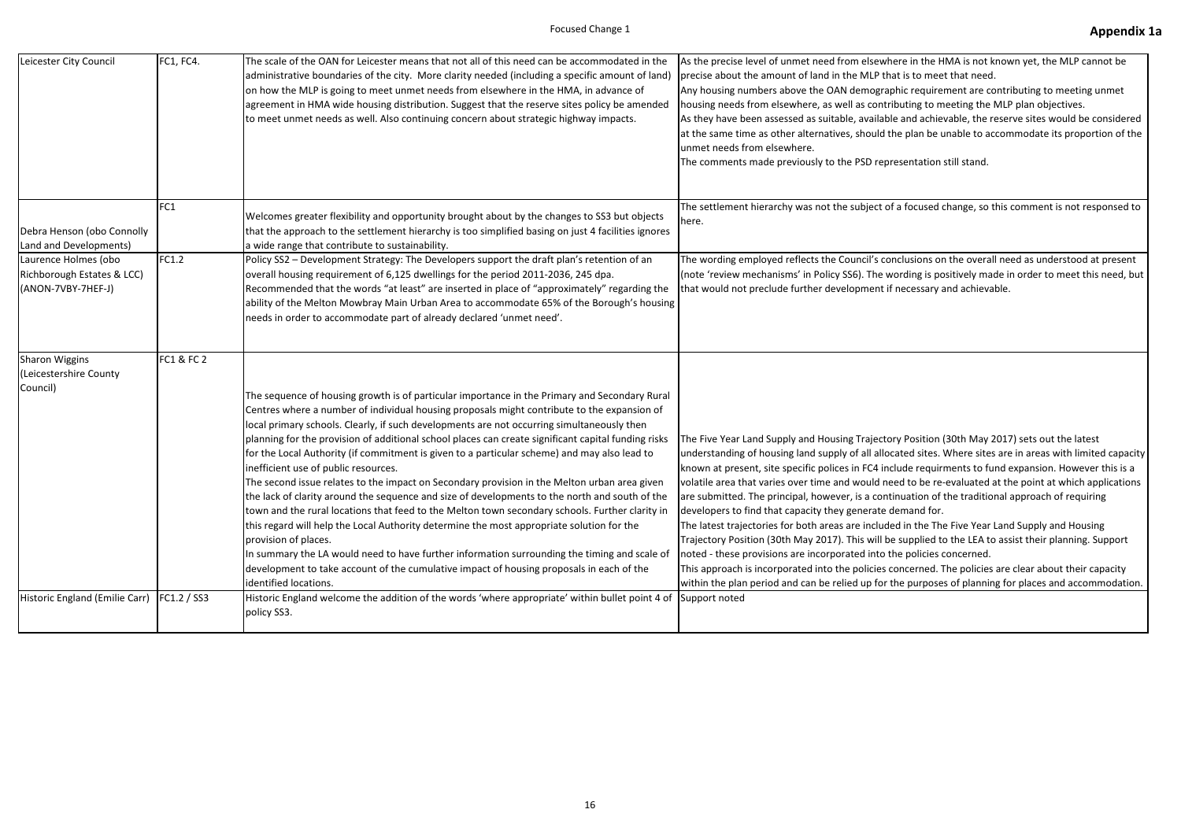| | | | |
|---|---|---|---|
| Leicester City Council | FC1, FC4. | The scale of the OAN for Leicester means that not all of this need can be accommodated in the administrative boundaries of the city. More clarity needed (including a specific amount of land) on how the MLP is going to meet unmet needs from elsewhere in the HMA, in advance of agreement in HMA wide housing distribution. Suggest that the reserve sites policy be amended to meet unmet needs as well. Also continuing concern about strategic highway impacts. | As the precise level of unmet need from elsewhere in the HMA is not known yet, the MLP cannot be precise about the amount of land in the MLP that is to meet that need.<br>Any housing numbers above the OAN demographic requirement are contributing to meeting unmet housing needs from elsewhere, as well as contributing to meeting the MLP plan objectives.<br>As they have been assessed as suitable, available and achievable, the reserve sites would be considered at the same time as other alternatives, should the plan be unable to accommodate its proportion of the unmet needs from elsewhere.<br>The comments made previously to the PSD representation still stand. |
| Debra Henson (obo Connolly Land and Developments) | FC1 | Welcomes greater flexibility and opportunity brought about by the changes to SS3 but objects that the approach to the settlement hierarchy is too simplified basing on just 4 facilities ignores a wide range that contribute to sustainability. | The settlement hierarchy was not the subject of a focused change, so this comment is not responsed to here. |
| Laurence Holmes (obo Richborough Estates & LCC) (ANON-7VBY-7HEF-J) | FC1.2 | Policy SS2 – Development Strategy: The Developers support the draft plan's retention of an overall housing requirement of 6,125 dwellings for the period 2011-2036, 245 dpa. Recommended that the words "at least" are inserted in place of "approximately" regarding the ability of the Melton Mowbray Main Urban Area to accommodate 65% of the Borough's housing needs in order to accommodate part of already declared 'unmet need'. | The wording employed reflects the Council's conclusions on the overall need as understood at present (note 'review mechanisms' in Policy SS6). The wording is positively made in order to meet this need, but that would not preclude further development if necessary and achievable. |
| Sharon Wiggins (Leicestershire County Council) | FC1 & FC 2 | The sequence of housing growth is of particular importance in the Primary and Secondary Rural Centres where a number of individual housing proposals might contribute to the expansion of local primary schools. Clearly, if such developments are not occurring simultaneously then planning for the provision of additional school places can create significant capital funding risks for the Local Authority (if commitment is given to a particular scheme) and may also lead to inefficient use of public resources.<br>The second issue relates to the impact on Secondary provision in the Melton urban area given the lack of clarity around the sequence and size of developments to the north and south of the town and the rural locations that feed to the Melton town secondary schools. Further clarity in this regard will help the Local Authority determine the most appropriate solution for the provision of places.<br>In summary the LA would need to have further information surrounding the timing and scale of development to take account of the cumulative impact of housing proposals in each of the identified locations. | The Five Year Land Supply and Housing Trajectory Position (30th May 2017) sets out the latest understanding of housing land supply of all allocated sites. Where sites are in areas with limited capacity known at present, site specific polices in FC4 include requirments to fund expansion. However this is a volatile area that varies over time and would need to be re-evaluated at the point at which applications are submitted. The principal, however, is a continuation of the traditional approach of requiring developers to find that capacity they generate demand for.<br>The latest trajectories for both areas are included in the The Five Year Land Supply and Housing Trajectory Position (30th May 2017). This will be supplied to the LEA to assist their planning. Support noted - these provisions are incorporated into the policies concerned.<br>This approach is incorporated into the policies concerned. The policies are clear about their capacity within the plan period and can be relied up for the purposes of planning for places and accommodation. |
| Historic England (Emilie Carr) | FC1.2 / SS3 | Historic England welcome the addition of the words 'where appropriate' within bullet point 4 of policy SS3. | Support noted |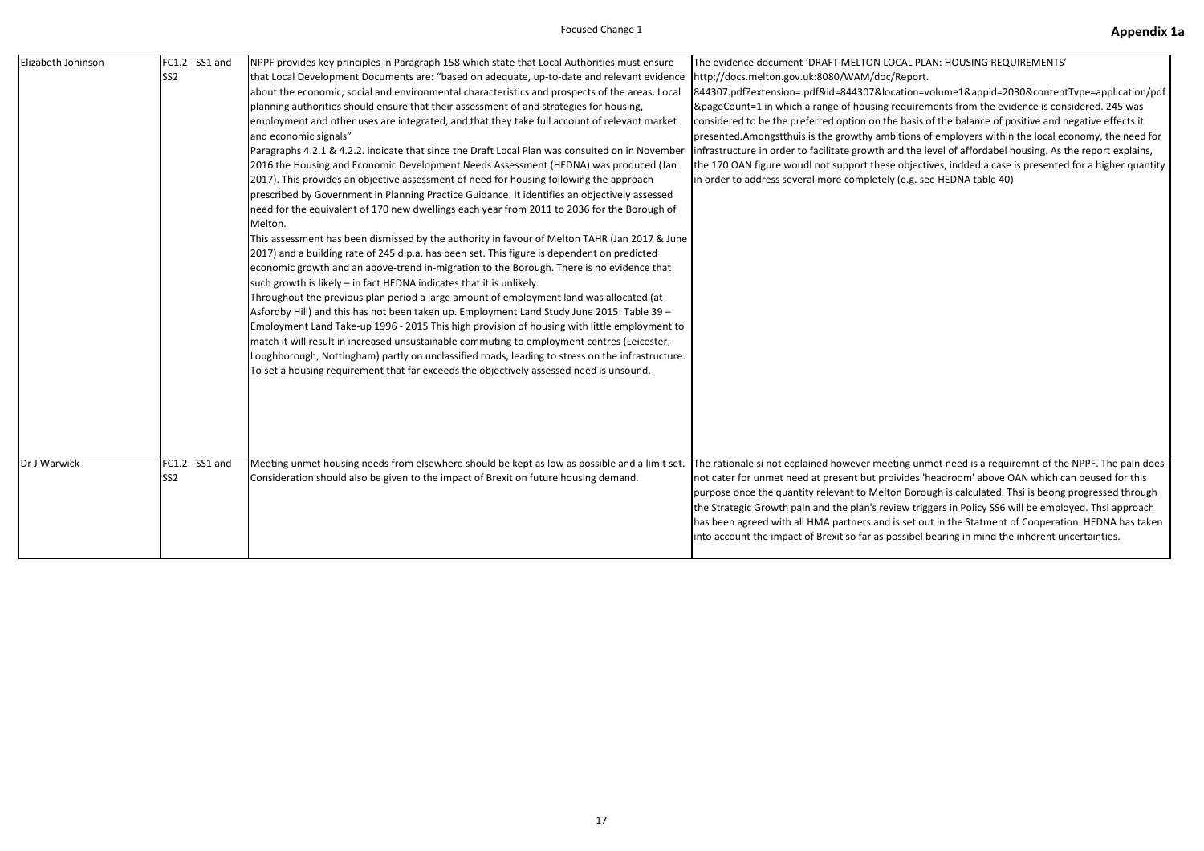| | | | |
|---|---|---|---|
| Elizabeth Johnson | FC1.2 - SS1 and SS2 | NPPF provides key principles in Paragraph 158 which state that Local Authorities must ensure that Local Development Documents are: "based on adequate, up-to-date and relevant evidence about the economic, social and environmental characteristics and prospects of the areas. Local planning authorities should ensure that their assessment of and strategies for housing, employment and other uses are integrated, and that they take full account of relevant market and economic signals"<br>Paragraphs 4.2.1 & 4.2.2. indicate that since the Draft Local Plan was consulted on in November 2016 the Housing and Economic Development Needs Assessment (HEDNA) was produced (Jan 2017). This provides an objective assessment of need for housing following the approach prescribed by Government in Planning Practice Guidance. It identifies an objectively assessed need for the equivalent of 170 new dwellings each year from 2011 to 2036 for the Borough of Melton.<br>This assessment has been dismissed by the authority in favour of Melton TAHR (Jan 2017 & June 2017) and a building rate of 245 d.p.a. has been set. This figure is dependent on predicted economic growth and an above-trend in-migration to the Borough. There is no evidence that such growth is likely – in fact HEDNA indicates that it is unlikely.<br>Throughout the previous plan period a large amount of employment land was allocated (at Asfordby Hill) and this has not been taken up. Employment Land Study June 2015: Table 39 – Employment Land Take-up 1996 - 2015 This high provision of housing with little employment to match it will result in increased unsustainable commuting to employment centres (Leicester, Loughborough, Nottingham) partly on unclassified roads, leading to stress on the infrastructure. To set a housing requirement that far exceeds the objectively assessed need is unsound. | The evidence document 'DRAFT MELTON LOCAL PLAN: HOUSING REQUIREMENTS' http://docs.melton.gov.uk:8080/WAM/doc/Report.844307.pdf?extension=.pdf&id=844307&location=volume1&appid=2030&contentType=application/pdf&pageCount=1 in which a range of housing requirements from the evidence is considered. 245 was considered to be the preferred option on the basis of the balance of positive and negative effects it presented.Amongstthuis is the growthy ambitions of employers within the local economy, the need for infrastructure in order to facilitate growth and the level of affordabel housing. As the report explains, the 170 OAN figure woudl not support these objectives, indded a case is presented for a higher quantity in order to address several more completely (e.g. see HEDNA table 40) |
| Dr J Warwick | FC1.2 - SS1 and SS2 | Meeting unmet housing needs from elsewhere should be kept as low as possible and a limit set. Consideration should also be given to the impact of Brexit on future housing demand. | The rationale si not ecplained however meeting unmet need is a requiremnt of the NPPF. The paln does not cater for unmet need at present but proivides 'headroom' above OAN which can beused for this purpose once the quantity relevant to Melton Borough is calculated. Thsi is beong progressed through the Strategic Growth paln and the plan's review triggers in Policy SS6 will be employed. Thsi approach has been agreed with all HMA partners and is set out in the Statment of Cooperation. HEDNA has taken into account the impact of Brexit so far as possibel bearing in mind the inherent uncertainties. |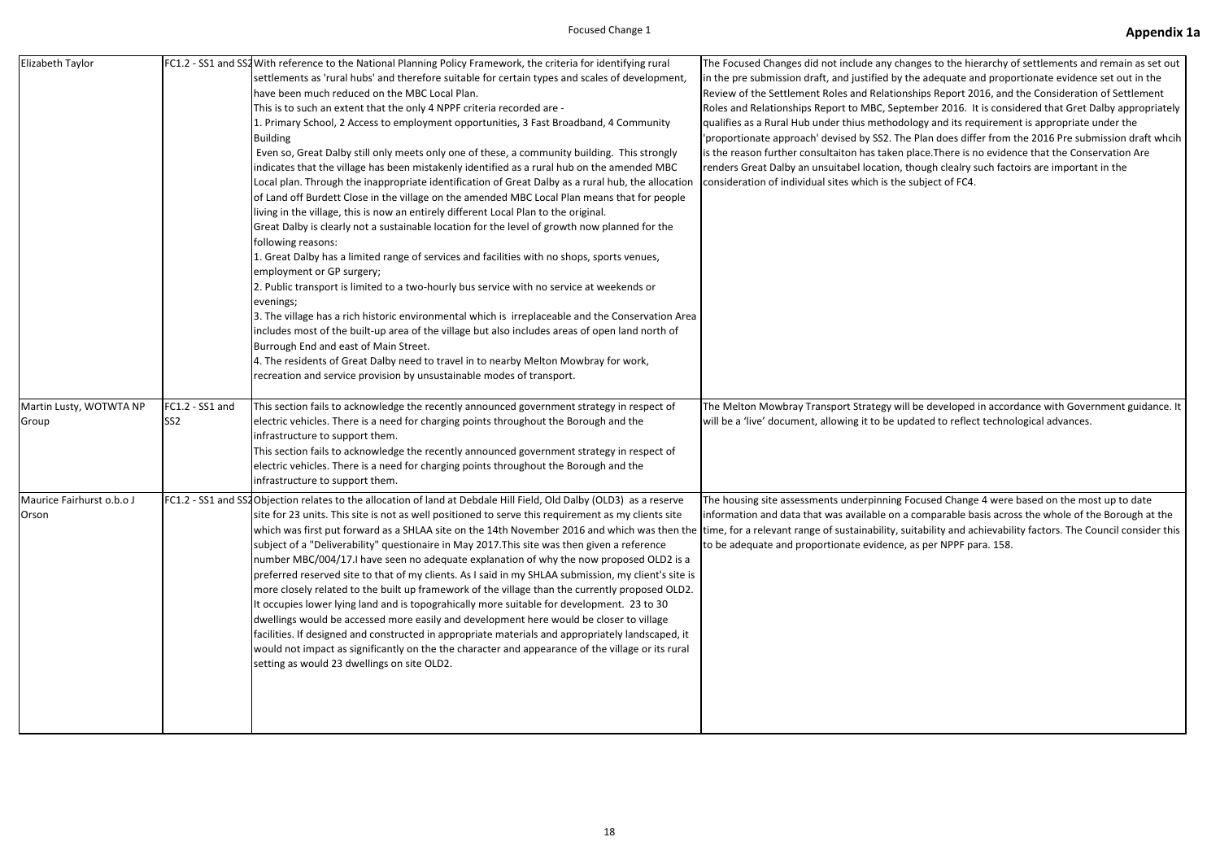| | | | |
|---|---|---|---|
| Elizabeth Taylor | FC1.2 - SS1 and SS2 | With reference to the National Planning Policy Framework, the criteria for identifying rural settlements as 'rural hubs' and therefore suitable for certain types and scales of development, have been much reduced on the MBC Local Plan.<br>This is to such an extent that the only 4 NPPF criteria recorded are -<br>1. Primary School, 2 Access to employment opportunities, 3 Fast Broadband, 4 Community Building<br>Even so, Great Dalby still only meets only one of these, a community building. This strongly indicates that the village has been mistakenly identified as a rural hub on the amended MBC Local plan. Through the inappropriate identification of Great Dalby as a rural hub, the allocation of Land off Burdett Close in the village on the amended MBC Local Plan means that for people living in the village, this is now an entirely different Local Plan to the original.<br>Great Dalby is clearly not a sustainable location for the level of growth now planned for the following reasons:<br>1. Great Dalby has a limited range of services and facilities with no shops, sports venues, employment or GP surgery;<br>2. Public transport is limited to a two-hourly bus service with no service at weekends or evenings;<br>3. The village has a rich historic environmental which is irreplaceable and the Conservation Area includes most of the built-up area of the village but also includes areas of open land north of Burrough End and east of Main Street.<br>4. The residents of Great Dalby need to travel in to nearby Melton Mowbray for work, recreation and service provision by unsustainable modes of transport. | The Focused Changes did not include any changes to the hierarchy of settlements and remain as set out in the pre submission draft, and justified by the adequate and proportionate evidence set out in the Review of the Settlement Roles and Relationships Report 2016, and the Consideration of Settlement Roles and Relationships Report to MBC, September 2016. It is considered that Gret Dalby appropriately qualifies as a Rural Hub under thius methodology and its requirement is appropriate under the 'proportionate approach' devised by SS2. The Plan does differ from the 2016 Pre submission draft whcih is the reason further consultaiton has taken place.There is no evidence that the Conservation Are renders Great Dalby an unsuitabel location, though clealry such factoirs are important in the consideration of individual sites which is the subject of FC4. |
| Martin Lusty, WOTWTA NP Group | FC1.2 - SS1 and SS2 | This section fails to acknowledge the recently announced government strategy in respect of electric vehicles. There is a need for charging points throughout the Borough and the infrastructure to support them.<br>This section fails to acknowledge the recently announced government strategy in respect of electric vehicles. There is a need for charging points throughout the Borough and the infrastructure to support them. | The Melton Mowbray Transport Strategy will be developed in accordance with Government guidance. It will be a 'live' document, allowing it to be updated to reflect technological advances. |
| Maurice Fairhurst o.b.o J Orson | FC1.2 - SS1 and SS2 | Objection relates to the allocation of land at Debdale Hill Field, Old Dalby (OLD3) as a reserve site for 23 units. This site is not as well positioned to serve this requirement as my clients site which was first put forward as a SHLAA site on the 14th November 2016 and which was then the subject of a "Deliverability" questionaire in May 2017.This site was then given a reference number MBC/004/17.I have seen no adequate explanation of why the now proposed OLD2 is a preferred reserved site to that of my clients. As I said in my SHLAA submission, my client's site is more closely related to the built up framework of the village than the currently proposed OLD2. It occupies lower lying land and is topograhically more suitable for development. 23 to 30 dwellings would be accessed more easily and development here would be closer to village facilities. If designed and constructed in appropriate materials and appropriately landscaped, it would not impact as significantly on the the character and appearance of the village or its rural setting as would 23 dwellings on site OLD2. | The housing site assessments underpinning Focused Change 4 were based on the most up to date information and data that was available on a comparable basis across the whole of the Borough at the time, for a relevant range of sustainability, suitability and achievability factors. The Council consider this to be adequate and proportionate evidence, as per NPPF para. 158. |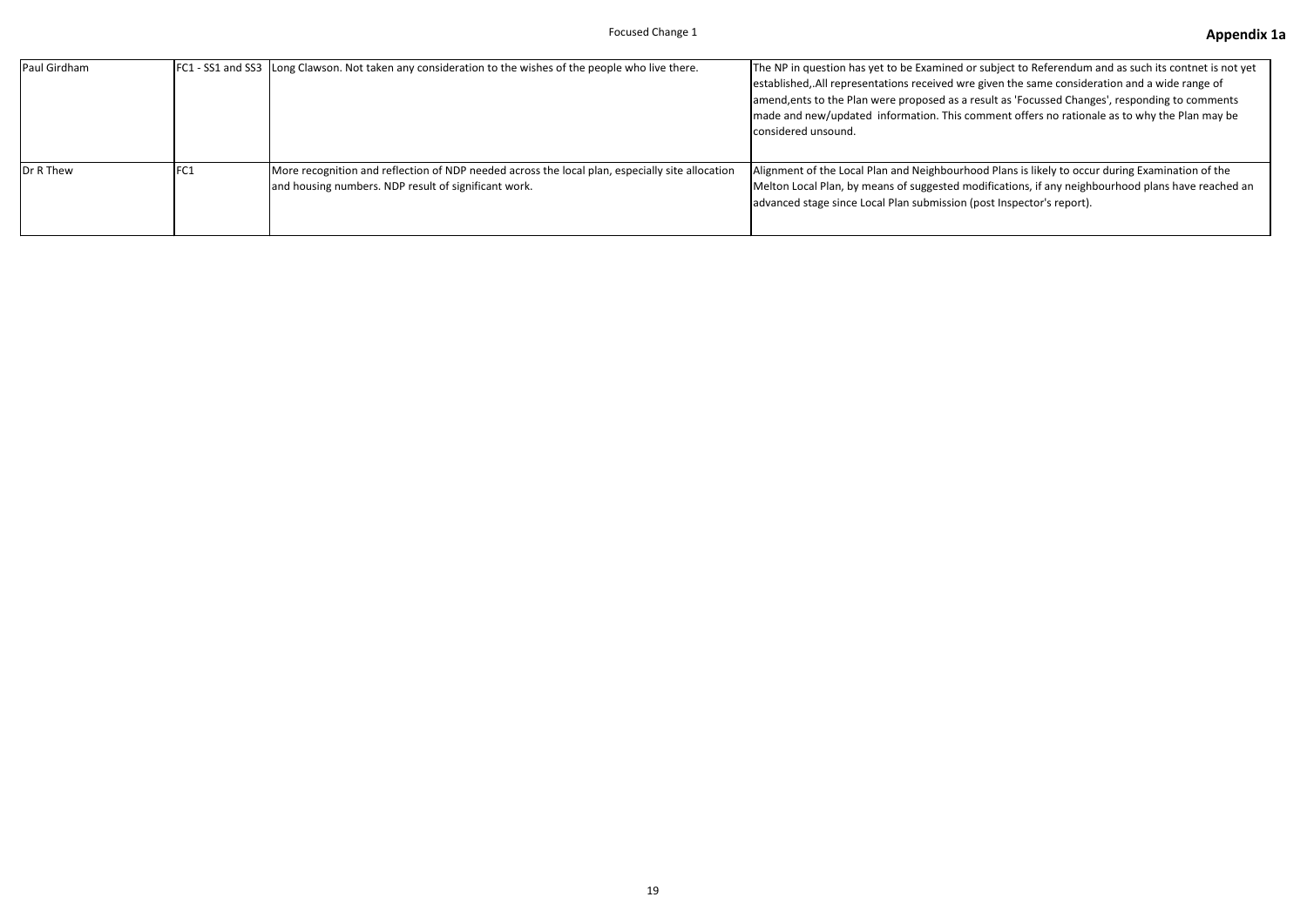| | | | |
|---|---|---|---|
| Paul Girdham | FC1 - SS1 and SS3 | Long Clawson. Not taken any consideration to the wishes of the people who live there. | The NP in question has yet to be Examined or subject to Referendum and as such its contnet is not yet established,.All representations received wre given the same consideration and a wide range of amend,ents to the Plan were proposed as a result as 'Focussed Changes', responding to comments made and new/updated information. This comment offers no rationale as to why the Plan may be considered unsound. |
| Dr R Thew | FC1 | More recognition and reflection of NDP needed across the local plan, especially site allocation and housing numbers. NDP result of significant work. | Alignment of the Local Plan and Neighbourhood Plans is likely to occur during Examination of the Melton Local Plan, by means of suggested modifications, if any neighbourhood plans have reached an advanced stage since Local Plan submission (post Inspector's report). |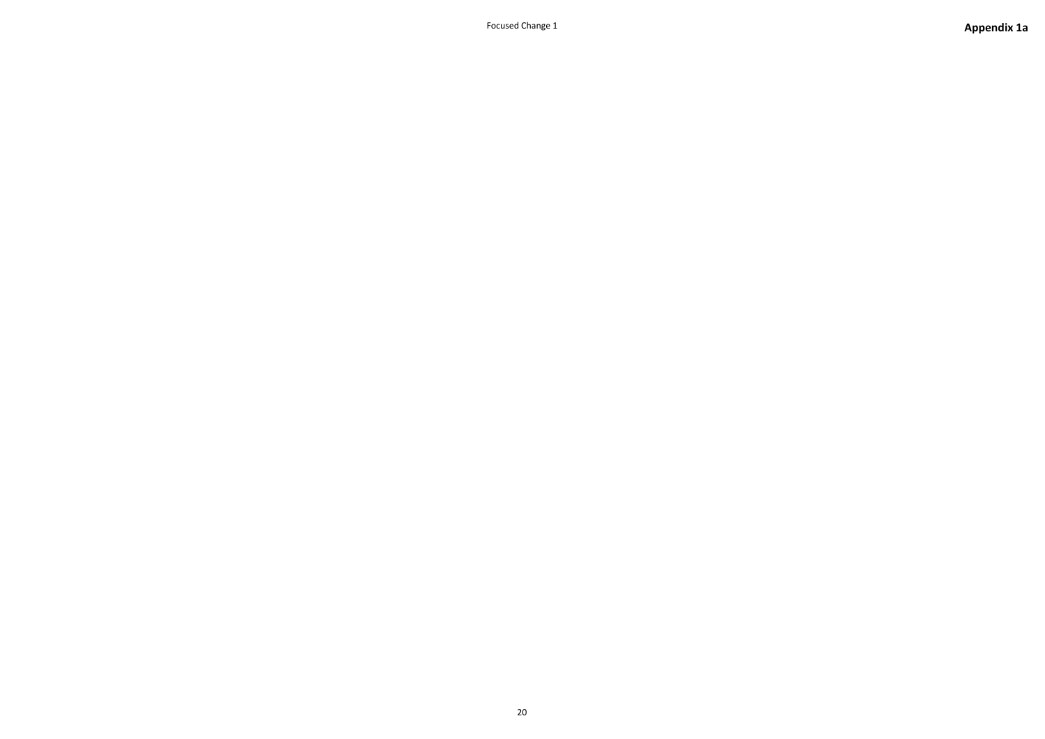Focused Change 1